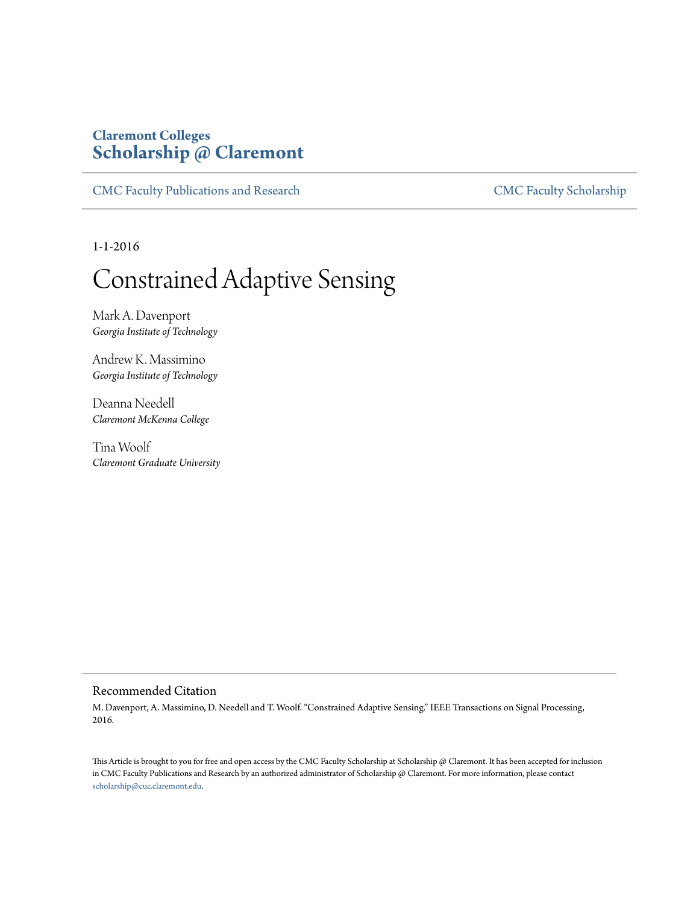Claremont Colleges

**Scholarship @ Claremont**

CMC Faculty Publications and Research | CMC Faculty Scholarship

1-1-2016

# Constrained Adaptive Sensing

Mark A. Davenport
*Georgia Institute of Technology*

Andrew K. Massimino
*Georgia Institute of Technology*

Deanna Needell
*Claremont McKenna College*

Tina Woolf
*Claremont Graduate University*

## Recommended Citation

M. Davenport, A. Massimino, D. Needell and T. Woolf. "Constrained Adaptive Sensing." IEEE Transactions on Signal Processing, 2016.

This Article is brought to you for free and open access by the CMC Faculty Scholarship at Scholarship @ Claremont. It has been accepted for inclusion in CMC Faculty Publications and Research by an authorized administrator of Scholarship @ Claremont. For more information, please contact scholarship@cuc.claremont.edu.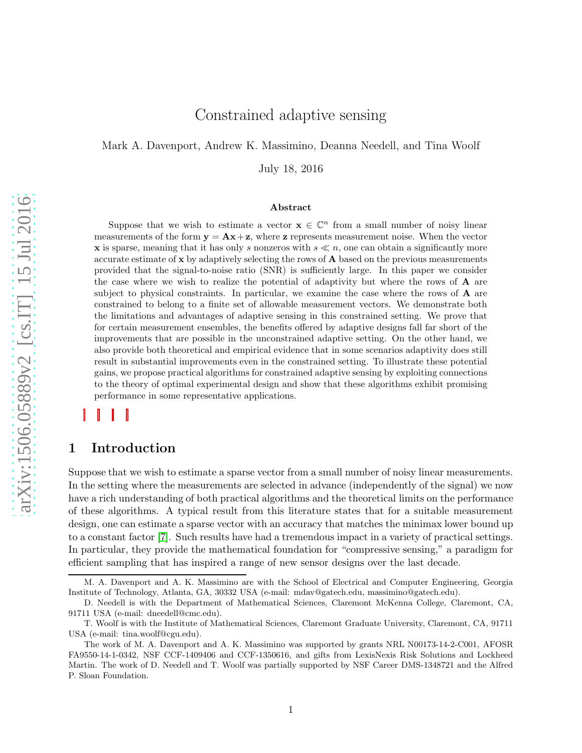# Constrained adaptive sensing

Mark A. Davenport, Andrew K. Massimino, Deanna Needell, and Tina Woolf

July 18, 2016

### Abstract

Suppose that we wish to estimate a vector $\mathbf{x} \in \mathbb{C}^n$ from a small number of noisy linear measurements of the form $\mathbf{y} = \mathbf{A}\mathbf{x} + \mathbf{z}$, where $\mathbf{z}$ represents measurement noise. When the vector $\mathbf{x}$ is sparse, meaning that it has only $s$ nonzeros with $s \ll n$, one can obtain a significantly more accurate estimate of $\mathbf{x}$ by adaptively selecting the rows of $\mathbf{A}$ based on the previous measurements provided that the signal-to-noise ratio (SNR) is sufficiently large. In this paper we consider the case where we wish to realize the potential of adaptivity but where the rows of $\mathbf{A}$ are subject to physical constraints. In particular, we examine the case where the rows of $\mathbf{A}$ are constrained to belong to a finite set of allowable measurement vectors. We demonstrate both the limitations and advantages of adaptive sensing in this constrained setting. We prove that for certain measurement ensembles, the benefits offered by adaptive designs fall far short of the improvements that are possible in the unconstrained adaptive setting. On the other hand, we also provide both theoretical and empirical evidence that in some scenarios adaptivity does still result in substantial improvements even in the constrained setting. To illustrate these potential gains, we propose practical algorithms for constrained adaptive sensing by exploiting connections to the theory of optimal experimental design and show that these algorithms exhibit promising performance in some representative applications.

## 1 Introduction

Suppose that we wish to estimate a sparse vector from a small number of noisy linear measurements. In the setting where the measurements are selected in advance (independently of the signal) we now have a rich understanding of both practical algorithms and the theoretical limits on the performance of these algorithms. A typical result from this literature states that for a suitable measurement design, one can estimate a sparse vector with an accuracy that matches the minimax lower bound up to a constant factor [7]. Such results have had a tremendous impact in a variety of practical settings. In particular, they provide the mathematical foundation for "compressive sensing," a paradigm for efficient sampling that has inspired a range of new sensor designs over the last decade.

M. A. Davenport and A. K. Massimino are with the School of Electrical and Computer Engineering, Georgia Institute of Technology, Atlanta, GA, 30332 USA (e-mail: mdav@gatech.edu, massimino@gatech.edu).

D. Needell is with the Department of Mathematical Sciences, Claremont McKenna College, Claremont, CA, 91711 USA (e-mail: dneedell@cmc.edu).

T. Woolf is with the Institute of Mathematical Sciences, Claremont Graduate University, Claremont, CA, 91711 USA (e-mail: tina.woolf@cgu.edu).

The work of M. A. Davenport and A. K. Massimino was supported by grants NRL N00173-14-2-C001, AFOSR FA9550-14-1-0342, NSF CCF-1409406 and CCF-1350616, and gifts from LexisNexis Risk Solutions and Lockheed Martin. The work of D. Needell and T. Woolf was partially supported by NSF Career DMS-1348721 and the Alfred P. Sloan Foundation.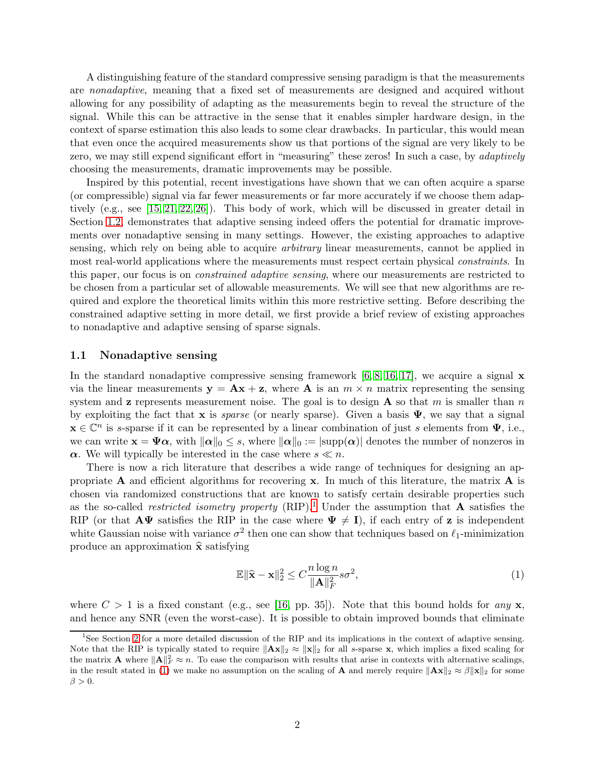A distinguishing feature of the standard compressive sensing paradigm is that the measurements are *nonadaptive*, meaning that a fixed set of measurements are designed and acquired without allowing for any possibility of adapting as the measurements begin to reveal the structure of the signal. While this can be attractive in the sense that it enables simpler hardware design, in the context of sparse estimation this also leads to some clear drawbacks. In particular, this would mean that even once the acquired measurements show us that portions of the signal are very likely to be zero, we may still expend significant effort in "measuring" these zeros! In such a case, by *adaptively* choosing the measurements, dramatic improvements may be possible.

Inspired by this potential, recent investigations have shown that we can often acquire a sparse (or compressible) signal via far fewer measurements or far more accurately if we choose them adaptively (e.g., see [15, 21, 22, 26]). This body of work, which will be discussed in greater detail in Section 1.2, demonstrates that adaptive sensing indeed offers the potential for dramatic improvements over nonadaptive sensing in many settings. However, the existing approaches to adaptive sensing, which rely on being able to acquire *arbitrary* linear measurements, cannot be applied in most real-world applications where the measurements must respect certain physical *constraints*. In this paper, our focus is on *constrained adaptive sensing*, where our measurements are restricted to be chosen from a particular set of allowable measurements. We will see that new algorithms are required and explore the theoretical limits within this more restrictive setting. Before describing the constrained adaptive setting in more detail, we first provide a brief review of existing approaches to nonadaptive and adaptive sensing of sparse signals.

### 1.1 Nonadaptive sensing

In the standard nonadaptive compressive sensing framework [6, 8, 16, 17], we acquire a signal $\mathbf{x}$ via the linear measurements $\mathbf{y} = \mathbf{A}\mathbf{x} + \mathbf{z}$, where $\mathbf{A}$ is an $m \times n$ matrix representing the sensing system and $\mathbf{z}$ represents measurement noise. The goal is to design $\mathbf{A}$ so that $m$ is smaller than $n$ by exploiting the fact that $\mathbf{x}$ is *sparse* (or nearly sparse). Given a basis $\mathbf{\Psi}$, we say that a signal $\mathbf{x} \in \mathbb{C}^n$ is $s$-sparse if it can be represented by a linear combination of just $s$ elements from $\mathbf{\Psi}$, i.e., we can write $\mathbf{x} = \mathbf{\Psi}\boldsymbol{\alpha}$, with $\|\boldsymbol{\alpha}\|_0 \leq s$, where $\|\boldsymbol{\alpha}\|_0 := |\mathrm{supp}(\boldsymbol{\alpha})|$ denotes the number of nonzeros in $\boldsymbol{\alpha}$. We will typically be interested in the case where $s \ll n$.

There is now a rich literature that describes a wide range of techniques for designing an appropriate $\mathbf{A}$ and efficient algorithms for recovering $\mathbf{x}$. In much of this literature, the matrix $\mathbf{A}$ is chosen via randomized constructions that are known to satisfy certain desirable properties such as the so-called *restricted isometry property* (RIP).[1] Under the assumption that $\mathbf{A}$ satisfies the RIP (or that $\mathbf{A}\mathbf{\Psi}$ satisfies the RIP in the case where $\mathbf{\Psi} \neq \mathbf{I}$), if each entry of $\mathbf{z}$ is independent white Gaussian noise with variance $\sigma^2$ then one can show that techniques based on $\ell_1$-minimization produce an approximation $\widehat{\mathbf{x}}$ satisfying

$$\mathbb{E}\|\widehat{\mathbf{x}} - \mathbf{x}\|_2^2 \leq C \frac{n \log n}{\|\mathbf{A}\|_F^2} s\sigma^2, \tag{1}$$

where $C > 1$ is a fixed constant (e.g., see [16, pp. 35]). Note that this bound holds for *any* $\mathbf{x}$, and hence any SNR (even the worst-case). It is possible to obtain improved bounds that eliminate

[1] See Section 2 for a more detailed discussion of the RIP and its implications in the context of adaptive sensing. Note that the RIP is typically stated to require $\|\mathbf{A}\mathbf{x}\|_2 \approx \|\mathbf{x}\|_2$ for all $s$-sparse $\mathbf{x}$, which implies a fixed scaling for the matrix $\mathbf{A}$ where $\|\mathbf{A}\|_F^2 \approx n$. To ease the comparison with results that arise in contexts with alternative scalings, in the result stated in (1) we make no assumption on the scaling of $\mathbf{A}$ and merely require $\|\mathbf{A}\mathbf{x}\|_2 \approx \beta\|\mathbf{x}\|_2$ for some $\beta > 0$.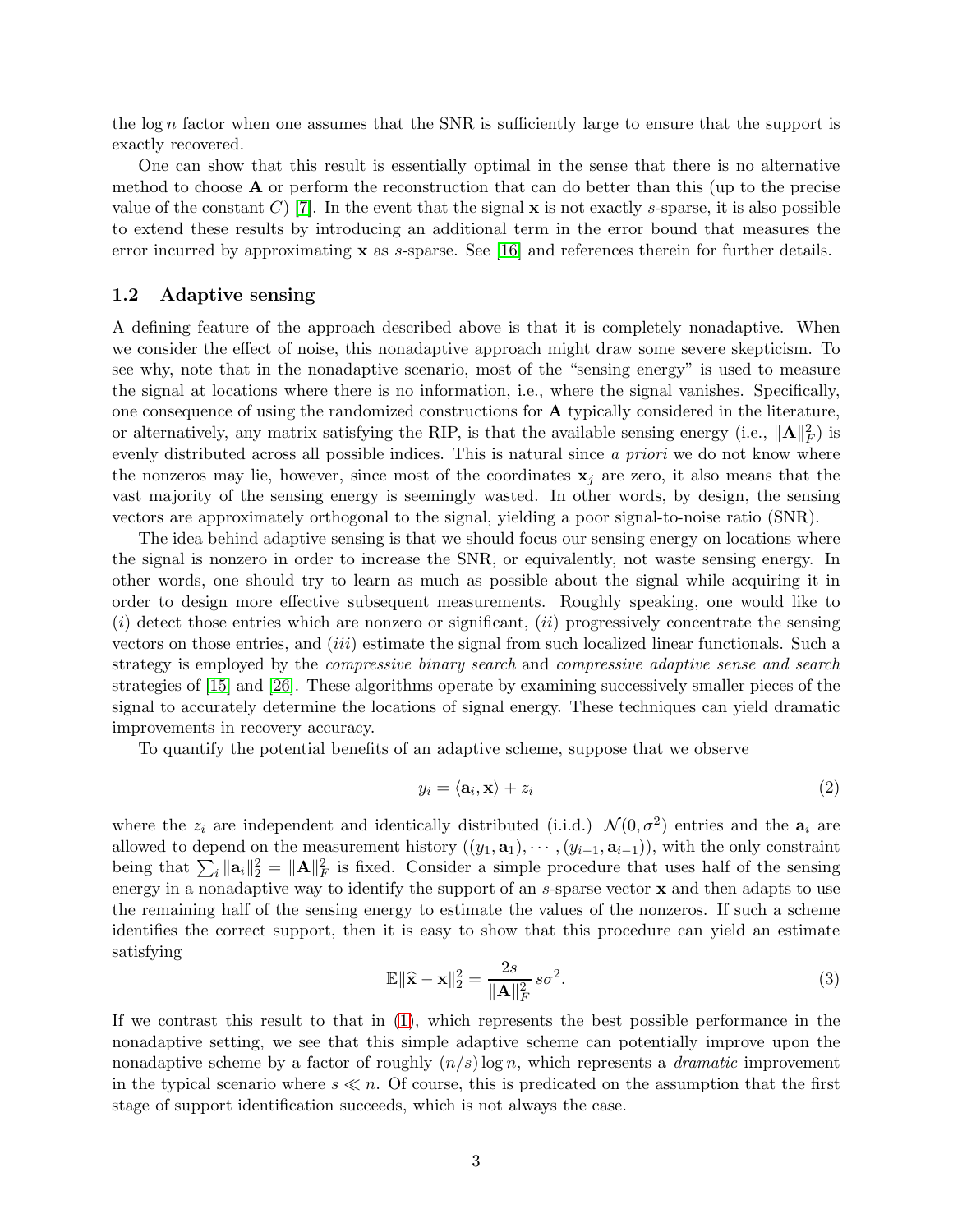the $\log n$ factor when one assumes that the SNR is sufficiently large to ensure that the support is exactly recovered.

One can show that this result is essentially optimal in the sense that there is no alternative method to choose $\mathbf{A}$ or perform the reconstruction that can do better than this (up to the precise value of the constant $C$) [7]. In the event that the signal $\mathbf{x}$ is not exactly $s$-sparse, it is also possible to extend these results by introducing an additional term in the error bound that measures the error incurred by approximating $\mathbf{x}$ as $s$-sparse. See [16] and references therein for further details.

### 1.2 Adaptive sensing

A defining feature of the approach described above is that it is completely nonadaptive. When we consider the effect of noise, this nonadaptive approach might draw some severe skepticism. To see why, note that in the nonadaptive scenario, most of the "sensing energy" is used to measure the signal at locations where there is no information, i.e., where the signal vanishes. Specifically, one consequence of using the randomized constructions for $\mathbf{A}$ typically considered in the literature, or alternatively, any matrix satisfying the RIP, is that the available sensing energy (i.e., $\|\mathbf{A}\|_F^2$) is evenly distributed across all possible indices. This is natural since *a priori* we do not know where the nonzeros may lie, however, since most of the coordinates $\mathbf{x}_j$ are zero, it also means that the vast majority of the sensing energy is seemingly wasted. In other words, by design, the sensing vectors are approximately orthogonal to the signal, yielding a poor signal-to-noise ratio (SNR).

The idea behind adaptive sensing is that we should focus our sensing energy on locations where the signal is nonzero in order to increase the SNR, or equivalently, not waste sensing energy. In other words, one should try to learn as much as possible about the signal while acquiring it in order to design more effective subsequent measurements. Roughly speaking, one would like to $(i)$ detect those entries which are nonzero or significant, $(ii)$ progressively concentrate the sensing vectors on those entries, and $(iii)$ estimate the signal from such localized linear functionals. Such a strategy is employed by the *compressive binary search* and *compressive adaptive sense and search* strategies of [15] and [26]. These algorithms operate by examining successively smaller pieces of the signal to accurately determine the locations of signal energy. These techniques can yield dramatic improvements in recovery accuracy.

To quantify the potential benefits of an adaptive scheme, suppose that we observe

$$y_i = \langle \mathbf{a}_i, \mathbf{x} \rangle + z_i \tag{2}$$

where the $z_i$ are independent and identically distributed (i.i.d.) $\mathcal{N}(0, \sigma^2)$ entries and the $\mathbf{a}_i$ are allowed to depend on the measurement history $((y_1, \mathbf{a}_1), \cdots, (y_{i-1}, \mathbf{a}_{i-1}))$, with the only constraint being that $\sum_i \|\mathbf{a}_i\|_2^2 = \|\mathbf{A}\|_F^2$ is fixed. Consider a simple procedure that uses half of the sensing energy in a nonadaptive way to identify the support of an $s$-sparse vector $\mathbf{x}$ and then adapts to use the remaining half of the sensing energy to estimate the values of the nonzeros. If such a scheme identifies the correct support, then it is easy to show that this procedure can yield an estimate satisfying

$$\mathbb{E}\|\widehat{\mathbf{x}} - \mathbf{x}\|_2^2 = \frac{2s}{\|\mathbf{A}\|_F^2}\, s\sigma^2. \tag{3}$$

If we contrast this result to that in (1), which represents the best possible performance in the nonadaptive setting, we see that this simple adaptive scheme can potentially improve upon the nonadaptive scheme by a factor of roughly $(n/s)\log n$, which represents a *dramatic* improvement in the typical scenario where $s \ll n$. Of course, this is predicated on the assumption that the first stage of support identification succeeds, which is not always the case.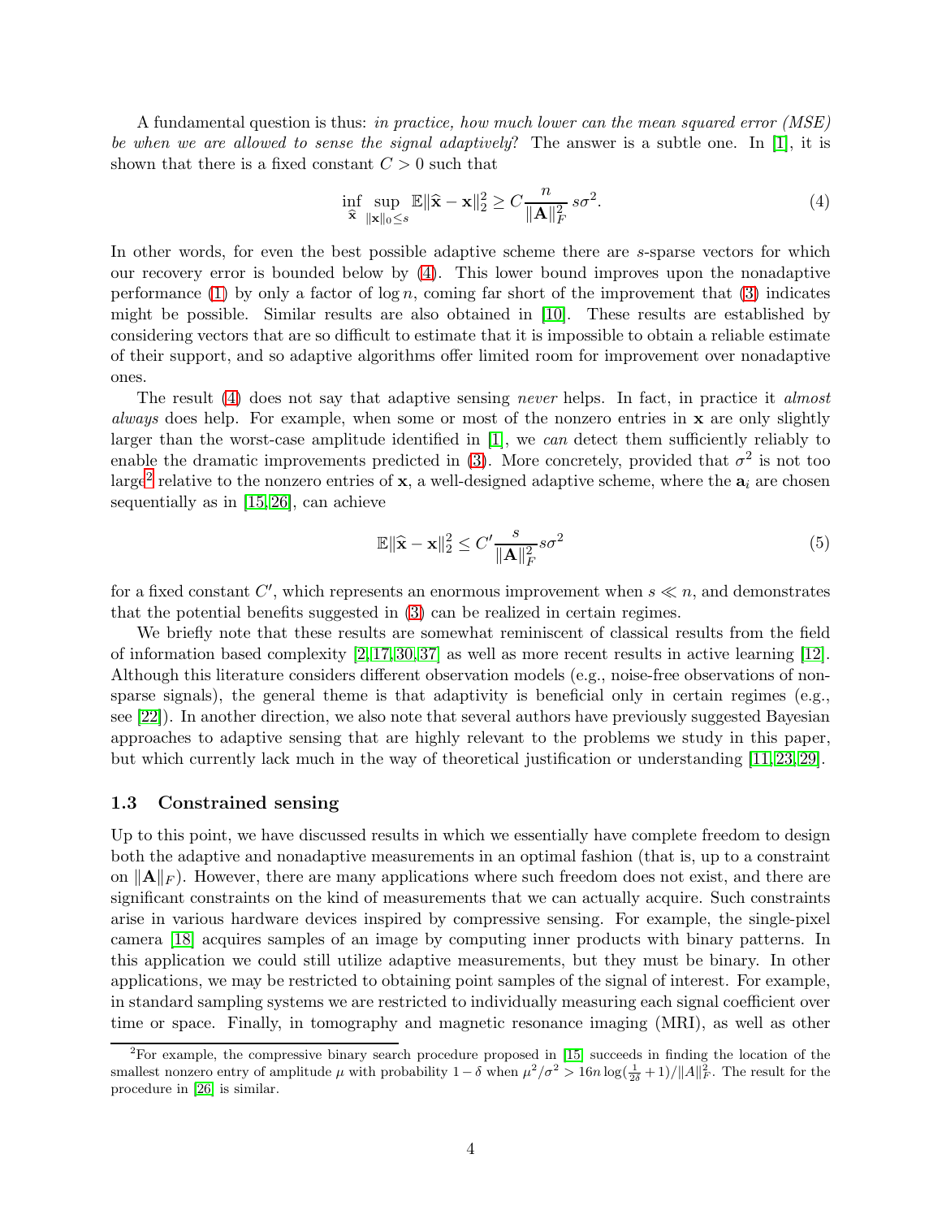A fundamental question is thus: *in practice, how much lower can the mean squared error (MSE) be when we are allowed to sense the signal adaptively*? The answer is a subtle one. In [1], it is shown that there is a fixed constant $C > 0$ such that

$$\inf_{\widehat{\mathbf{x}}} \sup_{\|\mathbf{x}\|_0 \leq s} \mathbb{E}\|\widehat{\mathbf{x}} - \mathbf{x}\|_2^2 \geq C \frac{n}{\|\mathbf{A}\|_F^2} s\sigma^2. \tag{4}$$

In other words, for even the best possible adaptive scheme there are $s$-sparse vectors for which our recovery error is bounded below by (4). This lower bound improves upon the nonadaptive performance (1) by only a factor of $\log n$, coming far short of the improvement that (3) indicates might be possible. Similar results are also obtained in [10]. These results are established by considering vectors that are so difficult to estimate that it is impossible to obtain a reliable estimate of their support, and so adaptive algorithms offer limited room for improvement over nonadaptive ones.

The result (4) does not say that adaptive sensing *never* helps. In fact, in practice it *almost always* does help. For example, when some or most of the nonzero entries in $\mathbf{x}$ are only slightly larger than the worst-case amplitude identified in [1], we *can* detect them sufficiently reliably to enable the dramatic improvements predicted in (3). More concretely, provided that $\sigma^2$ is not too large[2] relative to the nonzero entries of $\mathbf{x}$, a well-designed adaptive scheme, where the $\mathbf{a}_i$ are chosen sequentially as in [15, 26], can achieve

$$\mathbb{E}\|\widehat{\mathbf{x}} - \mathbf{x}\|_2^2 \leq C' \frac{s}{\|\mathbf{A}\|_F^2} s\sigma^2 \tag{5}$$

for a fixed constant $C'$, which represents an enormous improvement when $s \ll n$, and demonstrates that the potential benefits suggested in (3) can be realized in certain regimes.

We briefly note that these results are somewhat reminiscent of classical results from the field of information based complexity [2, 17, 30, 37] as well as more recent results in active learning [12]. Although this literature considers different observation models (e.g., noise-free observations of non-sparse signals), the general theme is that adaptivity is beneficial only in certain regimes (e.g., see [22]). In another direction, we also note that several authors have previously suggested Bayesian approaches to adaptive sensing that are highly relevant to the problems we study in this paper, but which currently lack much in the way of theoretical justification or understanding [11, 23, 29].

### 1.3 Constrained sensing

Up to this point, we have discussed results in which we essentially have complete freedom to design both the adaptive and nonadaptive measurements in an optimal fashion (that is, up to a constraint on $\|\mathbf{A}\|_F$). However, there are many applications where such freedom does not exist, and there are significant constraints on the kind of measurements that we can actually acquire. Such constraints arise in various hardware devices inspired by compressive sensing. For example, the single-pixel camera [18] acquires samples of an image by computing inner products with binary patterns. In this application we could still utilize adaptive measurements, but they must be binary. In other applications, we may be restricted to obtaining point samples of the signal of interest. For example, in standard sampling systems we are restricted to individually measuring each signal coefficient over time or space. Finally, in tomography and magnetic resonance imaging (MRI), as well as other

---

[2] For example, the compressive binary search procedure proposed in [15] succeeds in finding the location of the smallest nonzero entry of amplitude $\mu$ with probability $1 - \delta$ when $\mu^2/\sigma^2 > 16n \log(\frac{1}{2\delta} + 1)/\|A\|_F^2$. The result for the procedure in [26] is similar.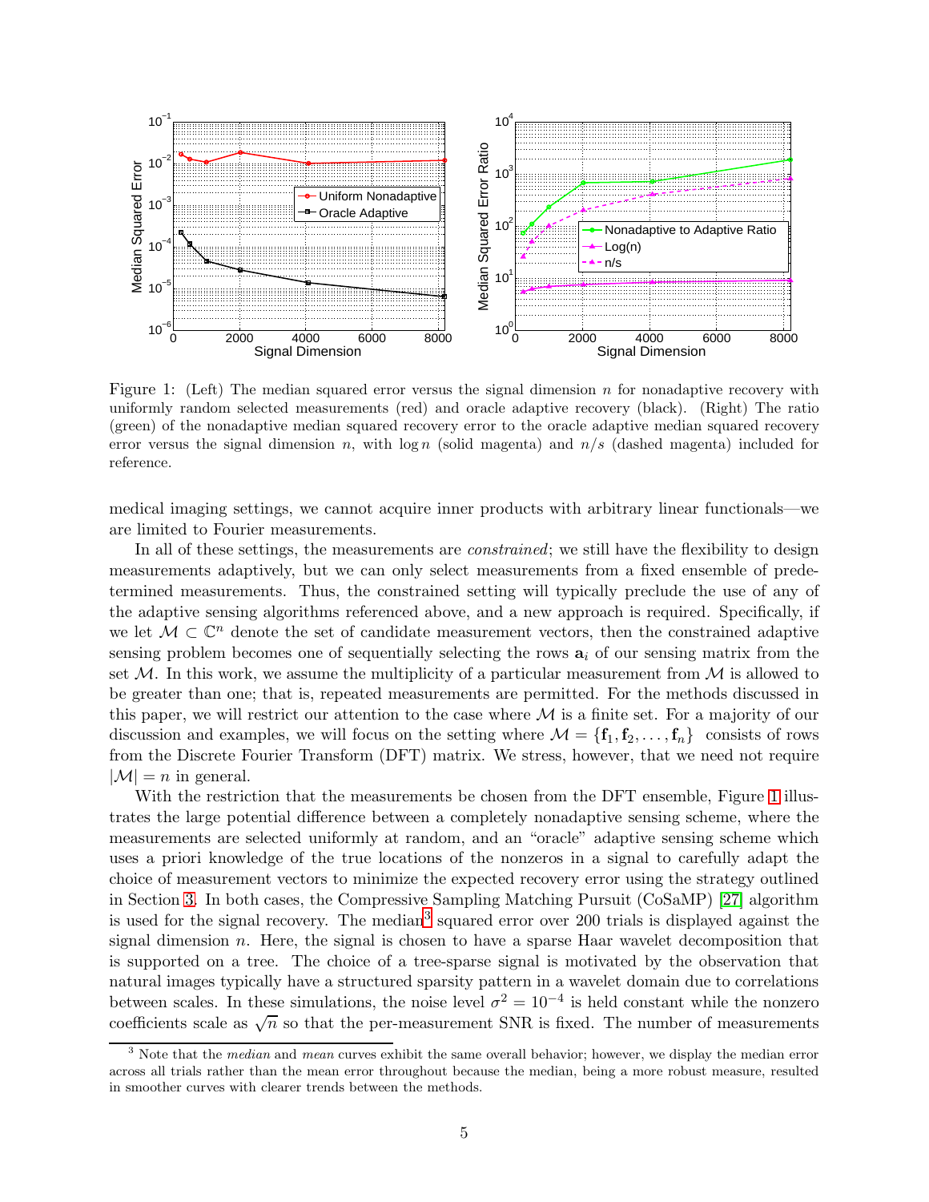Figure 1: (Left) The median squared error versus the signal dimension $n$ for nonadaptive recovery with uniformly random selected measurements (red) and oracle adaptive recovery (black). (Right) The ratio (green) of the nonadaptive median squared recovery error to the oracle adaptive median squared recovery error versus the signal dimension $n$, with $\log n$ (solid magenta) and $n/s$ (dashed magenta) included for reference.

medical imaging settings, we cannot acquire inner products with arbitrary linear functionals—we are limited to Fourier measurements.

In all of these settings, the measurements are *constrained*; we still have the flexibility to design measurements adaptively, but we can only select measurements from a fixed ensemble of predetermined measurements. Thus, the constrained setting will typically preclude the use of any of the adaptive sensing algorithms referenced above, and a new approach is required. Specifically, if we let $\mathcal{M} \subset \mathbb{C}^n$ denote the set of candidate measurement vectors, then the constrained adaptive sensing problem becomes one of sequentially selecting the rows $\mathbf{a}_i$ of our sensing matrix from the set $\mathcal{M}$. In this work, we assume the multiplicity of a particular measurement from $\mathcal{M}$ is allowed to be greater than one; that is, repeated measurements are permitted. For the methods discussed in this paper, we will restrict our attention to the case where $\mathcal{M}$ is a finite set. For a majority of our discussion and examples, we will focus on the setting where $\mathcal{M} = \{\mathbf{f}_1, \mathbf{f}_2, \dots, \mathbf{f}_n\}$ consists of rows from the Discrete Fourier Transform (DFT) matrix. We stress, however, that we need not require $|\mathcal{M}| = n$ in general.

With the restriction that the measurements be chosen from the DFT ensemble, Figure 1 illustrates the large potential difference between a completely nonadaptive sensing scheme, where the measurements are selected uniformly at random, and an "oracle" adaptive sensing scheme which uses a priori knowledge of the true locations of the nonzeros in a signal to carefully adapt the choice of measurement vectors to minimize the expected recovery error using the strategy outlined in Section 3. In both cases, the Compressive Sampling Matching Pursuit (CoSaMP) [27] algorithm is used for the signal recovery. The median[3] squared error over 200 trials is displayed against the signal dimension $n$. Here, the signal is chosen to have a sparse Haar wavelet decomposition that is supported on a tree. The choice of a tree-sparse signal is motivated by the observation that natural images typically have a structured sparsity pattern in a wavelet domain due to correlations between scales. In these simulations, the noise level $\sigma^2 = 10^{-4}$ is held constant while the nonzero coefficients scale as $\sqrt{n}$ so that the per-measurement SNR is fixed. The number of measurements

[3] Note that the *median* and *mean* curves exhibit the same overall behavior; however, we display the median error across all trials rather than the mean error throughout because the median, being a more robust measure, resulted in smoother curves with clearer trends between the methods.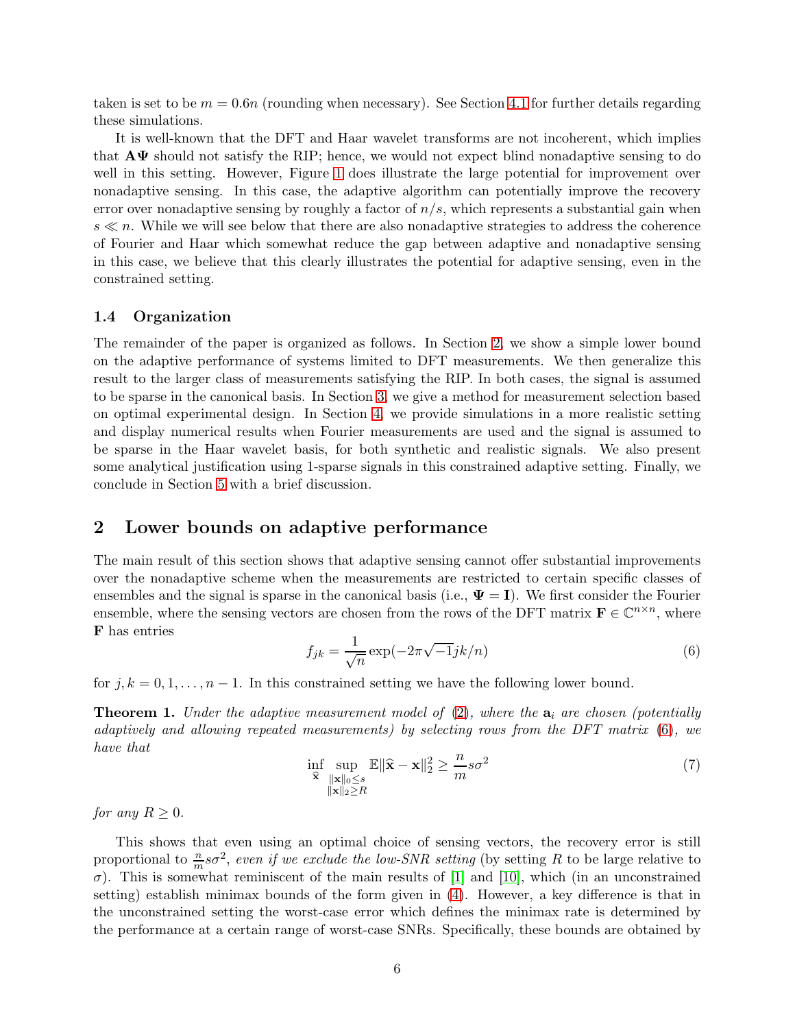taken is set to be $m = 0.6n$ (rounding when necessary). See Section 4.1 for further details regarding these simulations.

It is well-known that the DFT and Haar wavelet transforms are not incoherent, which implies that $\mathbf{A\Psi}$ should not satisfy the RIP; hence, we would not expect blind nonadaptive sensing to do well in this setting. However, Figure 1 does illustrate the large potential for improvement over nonadaptive sensing. In this case, the adaptive algorithm can potentially improve the recovery error over nonadaptive sensing by roughly a factor of $n/s$, which represents a substantial gain when $s \ll n$. While we will see below that there are also nonadaptive strategies to address the coherence of Fourier and Haar which somewhat reduce the gap between adaptive and nonadaptive sensing in this case, we believe that this clearly illustrates the potential for adaptive sensing, even in the constrained setting.

### 1.4 Organization

The remainder of the paper is organized as follows. In Section 2, we show a simple lower bound on the adaptive performance of systems limited to DFT measurements. We then generalize this result to the larger class of measurements satisfying the RIP. In both cases, the signal is assumed to be sparse in the canonical basis. In Section 3, we give a method for measurement selection based on optimal experimental design. In Section 4, we provide simulations in a more realistic setting and display numerical results when Fourier measurements are used and the signal is assumed to be sparse in the Haar wavelet basis, for both synthetic and realistic signals. We also present some analytical justification using 1-sparse signals in this constrained adaptive setting. Finally, we conclude in Section 5 with a brief discussion.

## 2 Lower bounds on adaptive performance

The main result of this section shows that adaptive sensing cannot offer substantial improvements over the nonadaptive scheme when the measurements are restricted to certain specific classes of ensembles and the signal is sparse in the canonical basis (i.e., $\mathbf{\Psi} = \mathbf{I}$). We first consider the Fourier ensemble, where the sensing vectors are chosen from the rows of the DFT matrix $\mathbf{F} \in \mathbb{C}^{n\times n}$, where $\mathbf{F}$ has entries

$$f_{jk} = \frac{1}{\sqrt{n}} \exp(-2\pi\sqrt{-1}jk/n) \tag{6}$$

for $j, k = 0, 1, \ldots, n-1$. In this constrained setting we have the following lower bound.

**Theorem 1.** *Under the adaptive measurement model of (2), where the $\mathbf{a}_i$ are chosen (potentially adaptively and allowing repeated measurements) by selecting rows from the DFT matrix (6), we have that*

$$\inf_{\widehat{\mathbf{x}}} \sup_{\substack{\|\mathbf{x}\|_0 \le s \\ \|\mathbf{x}\|_2 \ge R}} \mathbb{E}\|\widehat{\mathbf{x}} - \mathbf{x}\|_2^2 \ge \frac{n}{m} s\sigma^2 \tag{7}$$

*for any $R \ge 0$.*

This shows that even using an optimal choice of sensing vectors, the recovery error is still proportional to $\frac{n}{m}s\sigma^2$, *even if we exclude the low-SNR setting* (by setting $R$ to be large relative to $\sigma$). This is somewhat reminiscent of the main results of [1] and [10], which (in an unconstrained setting) establish minimax bounds of the form given in (4). However, a key difference is that in the unconstrained setting the worst-case error which defines the minimax rate is determined by the performance at a certain range of worst-case SNRs. Specifically, these bounds are obtained by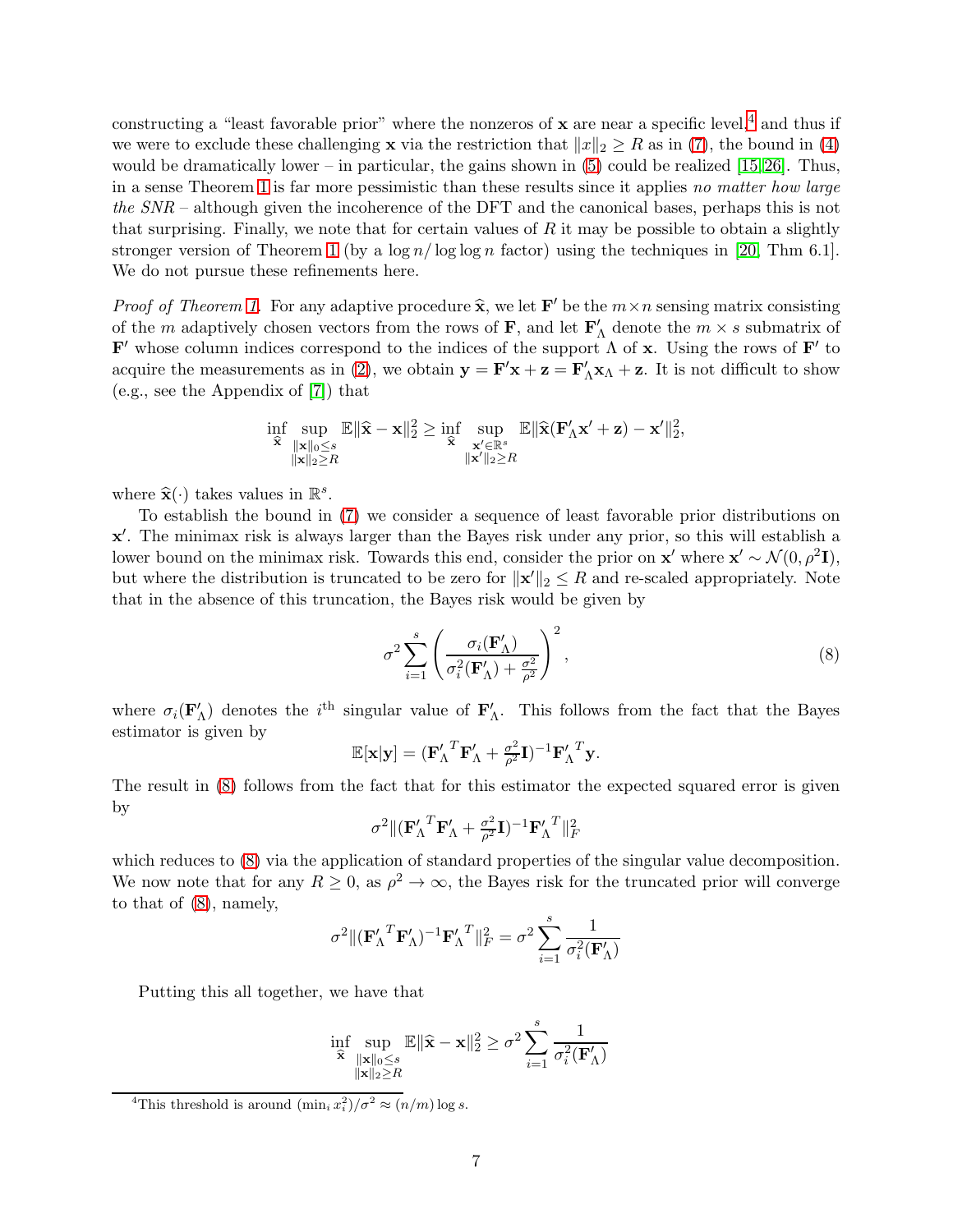constructing a "least favorable prior" where the nonzeros of $\mathbf{x}$ are near a specific level,[4] and thus if we were to exclude these challenging $\mathbf{x}$ via the restriction that $\|x\|_2 \geq R$ as in (7), the bound in (4) would be dramatically lower – in particular, the gains shown in (5) could be realized [15,26]. Thus, in a sense Theorem 1 is far more pessimistic than these results since it applies *no matter how large the SNR* – although given the incoherence of the DFT and the canonical bases, perhaps this is not that surprising. Finally, we note that for certain values of $R$ it may be possible to obtain a slightly stronger version of Theorem 1 (by a $\log n / \log\log n$ factor) using the techniques in [20, Thm 6.1]. We do not pursue these refinements here.

*Proof of Theorem 1.* For any adaptive procedure $\widehat{\mathbf{x}}$, we let $\mathbf{F}'$ be the $m \times n$ sensing matrix consisting of the $m$ adaptively chosen vectors from the rows of $\mathbf{F}$, and let $\mathbf{F}'_\Lambda$ denote the $m \times s$ submatrix of $\mathbf{F}'$ whose column indices correspond to the indices of the support $\Lambda$ of $\mathbf{x}$. Using the rows of $\mathbf{F}'$ to acquire the measurements as in (2), we obtain $\mathbf{y} = \mathbf{F}'\mathbf{x} + \mathbf{z} = \mathbf{F}'_\Lambda \mathbf{x}_\Lambda + \mathbf{z}$. It is not difficult to show (e.g., see the Appendix of [7]) that

$$\inf_{\widehat{\mathbf{x}}} \sup_{\substack{\|\mathbf{x}\|_0 \leq s \\ \|\mathbf{x}\|_2 \geq R}} \mathbb{E}\|\widehat{\mathbf{x}} - \mathbf{x}\|_2^2 \geq \inf_{\widehat{\mathbf{x}}} \sup_{\substack{\mathbf{x}' \in \mathbb{R}^s \\ \|\mathbf{x}'\|_2 \geq R}} \mathbb{E}\|\widehat{\mathbf{x}}(\mathbf{F}'_\Lambda \mathbf{x}' + \mathbf{z}) - \mathbf{x}'\|_2^2,$$

where $\widehat{\mathbf{x}}(\cdot)$ takes values in $\mathbb{R}^s$.

To establish the bound in (7) we consider a sequence of least favorable prior distributions on $\mathbf{x}'$. The minimax risk is always larger than the Bayes risk under any prior, so this will establish a lower bound on the minimax risk. Towards this end, consider the prior on $\mathbf{x}'$ where $\mathbf{x}' \sim \mathcal{N}(0, \rho^2 \mathbf{I})$, but where the distribution is truncated to be zero for $\|\mathbf{x}'\|_2 \leq R$ and re-scaled appropriately. Note that in the absence of this truncation, the Bayes risk would be given by

$$\sigma^2 \sum_{i=1}^{s} \left( \frac{\sigma_i(\mathbf{F}'_\Lambda)}{\sigma_i^2(\mathbf{F}'_\Lambda) + \frac{\sigma^2}{\rho^2}} \right)^2, \tag{8}$$

where $\sigma_i(\mathbf{F}'_\Lambda)$ denotes the $i^{\text{th}}$ singular value of $\mathbf{F}'_\Lambda$. This follows from the fact that the Bayes estimator is given by

$$\mathbb{E}[\mathbf{x}|\mathbf{y}] = ({\mathbf{F}'_\Lambda}^T \mathbf{F}'_\Lambda + \tfrac{\sigma^2}{\rho^2}\mathbf{I})^{-1} {\mathbf{F}'_\Lambda}^T \mathbf{y}.$$

The result in (8) follows from the fact that for this estimator the expected squared error is given by

$$\sigma^2 \|({\mathbf{F}'_\Lambda}^T \mathbf{F}'_\Lambda + \tfrac{\sigma^2}{\rho^2}\mathbf{I})^{-1} {\mathbf{F}'_\Lambda}^T\|_F^2$$

which reduces to (8) via the application of standard properties of the singular value decomposition. We now note that for any $R \geq 0$, as $\rho^2 \to \infty$, the Bayes risk for the truncated prior will converge to that of (8), namely,

$$\sigma^2 \|({\mathbf{F}'_\Lambda}^T \mathbf{F}'_\Lambda)^{-1} {\mathbf{F}'_\Lambda}^T\|_F^2 = \sigma^2 \sum_{i=1}^{s} \frac{1}{\sigma_i^2(\mathbf{F}'_\Lambda)}$$

Putting this all together, we have that

$$\inf_{\widehat{\mathbf{x}}} \sup_{\substack{\|\mathbf{x}\|_0 \leq s \\ \|\mathbf{x}\|_2 \geq R}} \mathbb{E}\|\widehat{\mathbf{x}} - \mathbf{x}\|_2^2 \geq \sigma^2 \sum_{i=1}^{s} \frac{1}{\sigma_i^2(\mathbf{F}'_\Lambda)}$$

---

[4] This threshold is around $(\min_i x_i^2)/\sigma^2 \approx (n/m) \log s$.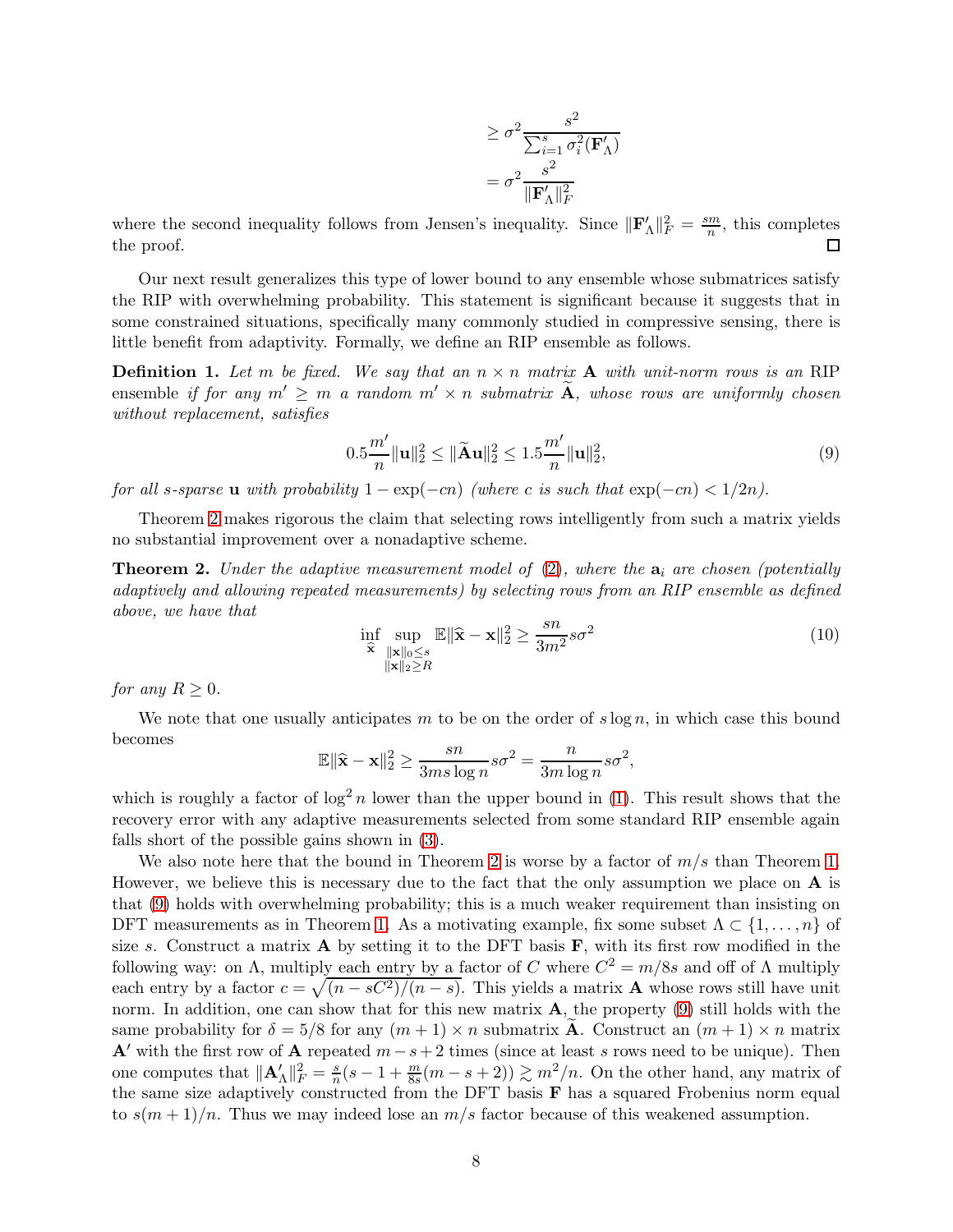$$
\begin{aligned}
&\geq \sigma^2 \frac{s^2}{\sum_{i=1}^{s} \sigma_i^2(\mathbf{F}'_\Lambda)} \\
&= \sigma^2 \frac{s^2}{\|\mathbf{F}'_\Lambda\|_F^2}
\end{aligned}
$$

where the second inequality follows from Jensen's inequality. Since $\|\mathbf{F}'_\Lambda\|_F^2 = \frac{sm}{n}$, this completes the proof. $\square$

Our next result generalizes this type of lower bound to any ensemble whose submatrices satisfy the RIP with overwhelming probability. This statement is significant because it suggests that in some constrained situations, specifically many commonly studied in compressive sensing, there is little benefit from adaptivity. Formally, we define an RIP ensemble as follows.

**Definition 1.** *Let $m$ be fixed. We say that an $n \times n$ matrix $\mathbf{A}$ with unit-norm rows is an* RIP ensemble *if for any $m' \geq m$ a random $m' \times n$ submatrix $\widetilde{\mathbf{A}}$, whose rows are uniformly chosen without replacement, satisfies*

$$
0.5 \frac{m'}{n} \|\mathbf{u}\|_2^2 \leq \|\widetilde{\mathbf{A}}\mathbf{u}\|_2^2 \leq 1.5 \frac{m'}{n} \|\mathbf{u}\|_2^2, \tag{9}
$$

*for all $s$-sparse $\mathbf{u}$ with probability $1 - \exp(-cn)$ (where $c$ is such that $\exp(-cn) < 1/2n$).*

Theorem 2 makes rigorous the claim that selecting rows intelligently from such a matrix yields no substantial improvement over a nonadaptive scheme.

**Theorem 2.** *Under the adaptive measurement model of (2), where the $\mathbf{a}_i$ are chosen (potentially adaptively and allowing repeated measurements) by selecting rows from an RIP ensemble as defined above, we have that*

$$
\inf_{\widehat{\mathbf{x}}} \sup_{\substack{\|\mathbf{x}\|_0 \leq s \\ \|\mathbf{x}\|_2 \geq R}} \mathbb{E}\|\widehat{\mathbf{x}} - \mathbf{x}\|_2^2 \geq \frac{sn}{3m^2} s\sigma^2 \tag{10}
$$

*for any $R \geq 0$.*

We note that one usually anticipates $m$ to be on the order of $s \log n$, in which case this bound becomes

$$
\mathbb{E}\|\widehat{\mathbf{x}} - \mathbf{x}\|_2^2 \geq \frac{sn}{3ms \log n} s\sigma^2 = \frac{n}{3m \log n} s\sigma^2,
$$

which is roughly a factor of $\log^2 n$ lower than the upper bound in (1). This result shows that the recovery error with any adaptive measurements selected from some standard RIP ensemble again falls short of the possible gains shown in (3).

We also note here that the bound in Theorem 2 is worse by a factor of $m/s$ than Theorem 1. However, we believe this is necessary due to the fact that the only assumption we place on $\mathbf{A}$ is that (9) holds with overwhelming probability; this is a much weaker requirement than insisting on DFT measurements as in Theorem 1. As a motivating example, fix some subset $\Lambda \subset \{1, \ldots, n\}$ of size $s$. Construct a matrix $\mathbf{A}$ by setting it to the DFT basis $\mathbf{F}$, with its first row modified in the following way: on $\Lambda$, multiply each entry by a factor of $C$ where $C^2 = m/8s$ and off of $\Lambda$ multiply each entry by a factor $c = \sqrt{(n - sC^2)/(n - s)}$. This yields a matrix $\mathbf{A}$ whose rows still have unit norm. In addition, one can show that for this new matrix $\mathbf{A}$, the property (9) still holds with the same probability for $\delta = 5/8$ for any $(m+1) \times n$ submatrix $\widetilde{\mathbf{A}}$. Construct an $(m+1) \times n$ matrix $\mathbf{A}'$ with the first row of $\mathbf{A}$ repeated $m - s + 2$ times (since at least $s$ rows need to be unique). Then one computes that $\|\mathbf{A}'_\Lambda\|_F^2 = \frac{s}{n}(s - 1 + \frac{m}{8s}(m - s + 2)) \gtrsim m^2/n$. On the other hand, any matrix of the same size adaptively constructed from the DFT basis $\mathbf{F}$ has a squared Frobenius norm equal to $s(m+1)/n$. Thus we may indeed lose an $m/s$ factor because of this weakened assumption.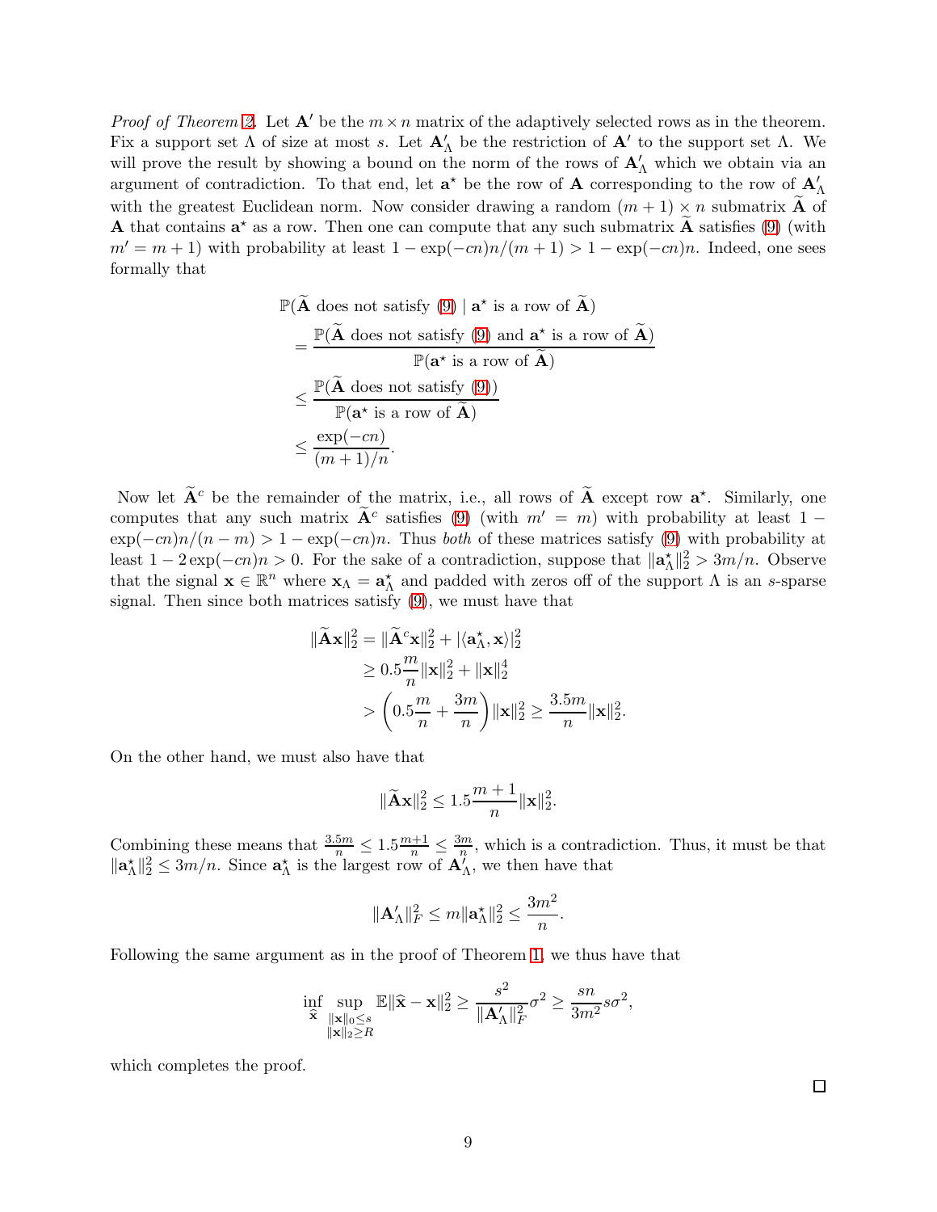*Proof of Theorem 2.* Let $\mathbf{A}'$ be the $m \times n$ matrix of the adaptively selected rows as in the theorem. Fix a support set $\Lambda$ of size at most $s$. Let $\mathbf{A}'_\Lambda$ be the restriction of $\mathbf{A}'$ to the support set $\Lambda$. We will prove the result by showing a bound on the norm of the rows of $\mathbf{A}'_\Lambda$ which we obtain via an argument of contradiction. To that end, let $\mathbf{a}^\star$ be the row of $\mathbf{A}$ corresponding to the row of $\mathbf{A}'_\Lambda$ with the greatest Euclidean norm. Now consider drawing a random $(m+1) \times n$ submatrix $\widetilde{\mathbf{A}}$ of $\mathbf{A}$ that contains $\mathbf{a}^\star$ as a row. Then one can compute that any such submatrix $\widetilde{\mathbf{A}}$ satisfies (9) (with $m' = m+1$) with probability at least $1 - \exp(-cn)n/(m+1) > 1 - \exp(-cn)n$. Indeed, one sees formally that

$$
\begin{aligned}
&\mathbb{P}(\widetilde{\mathbf{A}} \text{ does not satisfy (9)} \mid \mathbf{a}^\star \text{ is a row of } \widetilde{\mathbf{A}}) \\
&\quad = \frac{\mathbb{P}(\widetilde{\mathbf{A}} \text{ does not satisfy (9) and } \mathbf{a}^\star \text{ is a row of } \widetilde{\mathbf{A}})}{\mathbb{P}(\mathbf{a}^\star \text{ is a row of } \widetilde{\mathbf{A}})} \\
&\quad \le \frac{\mathbb{P}(\widetilde{\mathbf{A}} \text{ does not satisfy (9)})}{\mathbb{P}(\mathbf{a}^\star \text{ is a row of } \widetilde{\mathbf{A}})} \\
&\quad \le \frac{\exp(-cn)}{(m+1)/n}.
\end{aligned}
$$

Now let $\widetilde{\mathbf{A}}^c$ be the remainder of the matrix, i.e., all rows of $\widetilde{\mathbf{A}}$ except row $\mathbf{a}^\star$. Similarly, one computes that any such matrix $\widetilde{\mathbf{A}}^c$ satisfies (9) (with $m' = m$) with probability at least $1 - \exp(-cn)n/(n-m) > 1 - \exp(-cn)n$. Thus *both* of these matrices satisfy (9) with probability at least $1 - 2\exp(-cn)n > 0$. For the sake of a contradiction, suppose that $\|\mathbf{a}^\star_\Lambda\|_2^2 > 3m/n$. Observe that the signal $\mathbf{x} \in \mathbb{R}^n$ where $\mathbf{x}_\Lambda = \mathbf{a}^\star_\Lambda$ and padded with zeros off of the support $\Lambda$ is an $s$-sparse signal. Then since both matrices satisfy (9), we must have that

$$
\begin{aligned}
\|\widetilde{\mathbf{A}}\mathbf{x}\|_2^2 &= \|\widetilde{\mathbf{A}}^c\mathbf{x}\|_2^2 + |\langle \mathbf{a}^\star_\Lambda, \mathbf{x}\rangle|_2^2 \\
&\ge 0.5\frac{m}{n}\|\mathbf{x}\|_2^2 + \|\mathbf{x}\|_2^4 \\
&> \left(0.5\frac{m}{n} + \frac{3m}{n}\right)\|\mathbf{x}\|_2^2 \ge \frac{3.5m}{n}\|\mathbf{x}\|_2^2.
\end{aligned}
$$

On the other hand, we must also have that

$$
\|\widetilde{\mathbf{A}}\mathbf{x}\|_2^2 \le 1.5\frac{m+1}{n}\|\mathbf{x}\|_2^2.
$$

Combining these means that $\frac{3.5m}{n} \le 1.5\frac{m+1}{n} \le \frac{3m}{n}$, which is a contradiction. Thus, it must be that $\|\mathbf{a}^\star_\Lambda\|_2^2 \le 3m/n$. Since $\mathbf{a}^\star_\Lambda$ is the largest row of $\mathbf{A}'_\Lambda$, we then have that

$$
\|\mathbf{A}'_\Lambda\|_F^2 \le m\|\mathbf{a}^\star_\Lambda\|_2^2 \le \frac{3m^2}{n}.
$$

Following the same argument as in the proof of Theorem 1, we thus have that

$$
\inf_{\widehat{\mathbf{x}}} \sup_{\substack{\|\mathbf{x}\|_0 \le s \\ \|\mathbf{x}\|_2 \ge R}} \mathbb{E}\|\widehat{\mathbf{x}} - \mathbf{x}\|_2^2 \ge \frac{s^2}{\|\mathbf{A}'_\Lambda\|_F^2}\sigma^2 \ge \frac{sn}{3m^2}s\sigma^2,
$$

which completes the proof. $\square$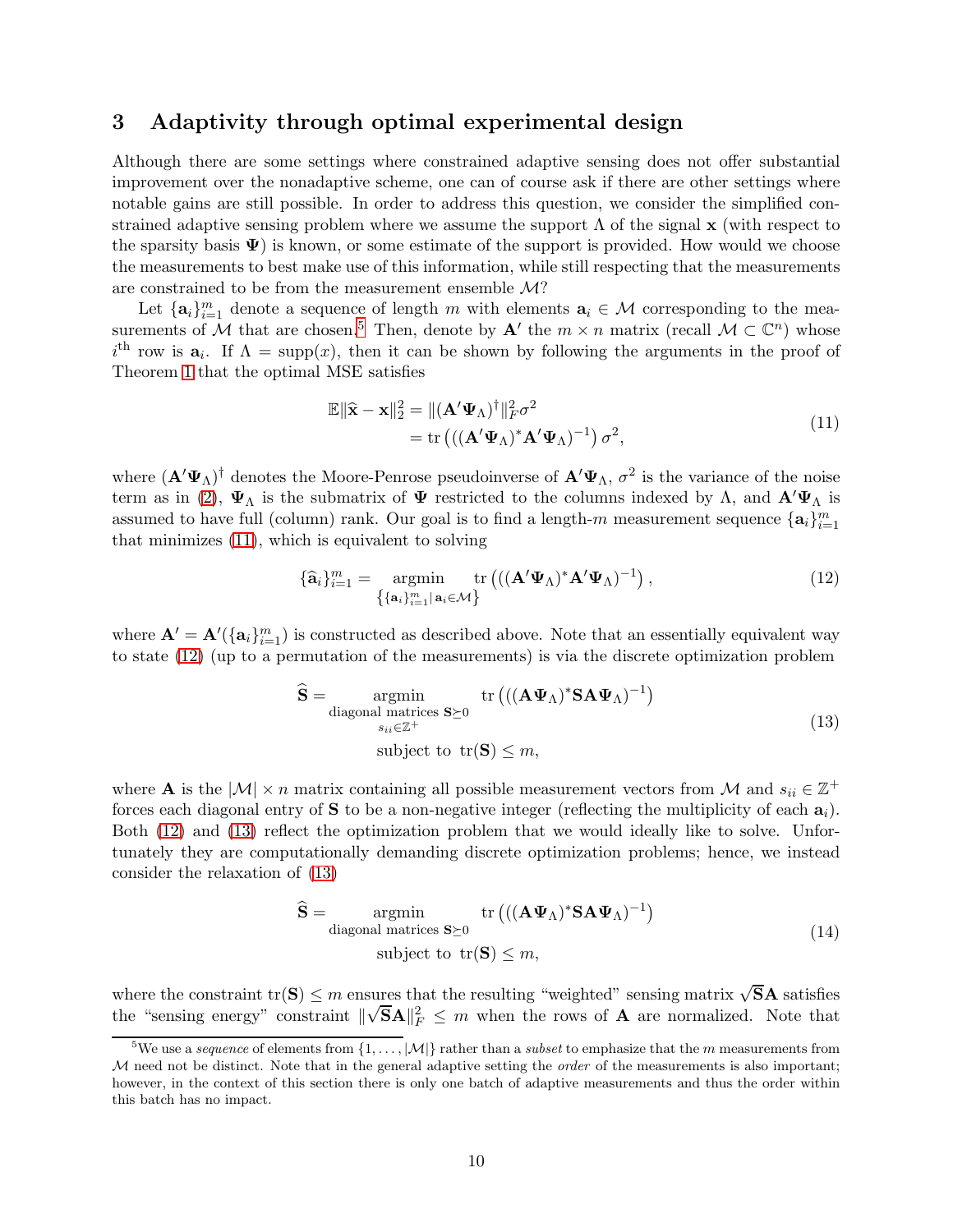## 3 Adaptivity through optimal experimental design

Although there are some settings where constrained adaptive sensing does not offer substantial improvement over the nonadaptive scheme, one can of course ask if there are other settings where notable gains are still possible. In order to address this question, we consider the simplified constrained adaptive sensing problem where we assume the support $\Lambda$ of the signal $\mathbf{x}$ (with respect to the sparsity basis $\boldsymbol{\Psi}$) is known, or some estimate of the support is provided. How would we choose the measurements to best make use of this information, while still respecting that the measurements are constrained to be from the measurement ensemble $\mathcal{M}$?

Let $\{\mathbf{a}_i\}_{i=1}^m$ denote a sequence of length $m$ with elements $\mathbf{a}_i \in \mathcal{M}$ corresponding to the measurements of $\mathcal{M}$ that are chosen.[5] Then, denote by $\mathbf{A}'$ the $m \times n$ matrix (recall $\mathcal{M} \subset \mathbb{C}^n$) whose $i^{\text{th}}$ row is $\mathbf{a}_i$. If $\Lambda = \text{supp}(x)$, then it can be shown by following the arguments in the proof of Theorem 1 that the optimal MSE satisfies

$$
\begin{aligned}
\mathbb{E}\|\widehat{\mathbf{x}} - \mathbf{x}\|_2^2 &= \|(\mathbf{A}'\boldsymbol{\Psi}_\Lambda)^\dagger\|_F^2 \sigma^2 \\
&= \operatorname{tr}\left(((\mathbf{A}'\boldsymbol{\Psi}_\Lambda)^* \mathbf{A}'\boldsymbol{\Psi}_\Lambda)^{-1}\right) \sigma^2,
\end{aligned}
\tag{11}
$$

where $(\mathbf{A}'\boldsymbol{\Psi}_\Lambda)^\dagger$ denotes the Moore-Penrose pseudoinverse of $\mathbf{A}'\boldsymbol{\Psi}_\Lambda$, $\sigma^2$ is the variance of the noise term as in (2), $\boldsymbol{\Psi}_\Lambda$ is the submatrix of $\boldsymbol{\Psi}$ restricted to the columns indexed by $\Lambda$, and $\mathbf{A}'\boldsymbol{\Psi}_\Lambda$ is assumed to have full (column) rank. Our goal is to find a length-$m$ measurement sequence $\{\mathbf{a}_i\}_{i=1}^m$ that minimizes (11), which is equivalent to solving

$$
\{\widehat{\mathbf{a}}_i\}_{i=1}^m = \underset{\left\{\{\mathbf{a}_i\}_{i=1}^m \,|\, \mathbf{a}_i \in \mathcal{M}\right\}}{\operatorname{argmin}} \operatorname{tr}\left(((\mathbf{A}'\boldsymbol{\Psi}_\Lambda)^* \mathbf{A}'\boldsymbol{\Psi}_\Lambda)^{-1}\right),
\tag{12}
$$

where $\mathbf{A}' = \mathbf{A}'(\{\mathbf{a}_i\}_{i=1}^m)$ is constructed as described above. Note that an essentially equivalent way to state (12) (up to a permutation of the measurements) is via the discrete optimization problem

$$
\begin{aligned}
\widehat{\mathbf{S}} = \underset{\substack{\text{diagonal matrices } \mathbf{S} \succeq 0 \\ s_{ii} \in \mathbb{Z}^+}}{\operatorname{argmin}} \quad & \operatorname{tr}\left(((\mathbf{A}\boldsymbol{\Psi}_\Lambda)^* \mathbf{S}\mathbf{A}\boldsymbol{\Psi}_\Lambda)^{-1}\right) \\
\text{subject to } \; & \operatorname{tr}(\mathbf{S}) \leq m,
\end{aligned}
\tag{13}
$$

where $\mathbf{A}$ is the $|\mathcal{M}| \times n$ matrix containing all possible measurement vectors from $\mathcal{M}$ and $s_{ii} \in \mathbb{Z}^+$ forces each diagonal entry of $\mathbf{S}$ to be a non-negative integer (reflecting the multiplicity of each $\mathbf{a}_i$). Both (12) and (13) reflect the optimization problem that we would ideally like to solve. Unfortunately they are computationally demanding discrete optimization problems; hence, we instead consider the relaxation of (13)

$$
\begin{aligned}
\widehat{\mathbf{S}} = \underset{\text{diagonal matrices } \mathbf{S} \succeq 0}{\operatorname{argmin}} \quad & \operatorname{tr}\left(((\mathbf{A}\boldsymbol{\Psi}_\Lambda)^* \mathbf{S}\mathbf{A}\boldsymbol{\Psi}_\Lambda)^{-1}\right) \\
\text{subject to } \; & \operatorname{tr}(\mathbf{S}) \leq m,
\end{aligned}
\tag{14}
$$

where the constraint $\operatorname{tr}(\mathbf{S}) \leq m$ ensures that the resulting "weighted" sensing matrix $\sqrt{\mathbf{S}}\mathbf{A}$ satisfies the "sensing energy" constraint $\|\sqrt{\mathbf{S}}\mathbf{A}\|_F^2 \leq m$ when the rows of $\mathbf{A}$ are normalized. Note that

[5] We use a *sequence* of elements from $\{1, \ldots, |\mathcal{M}|\}$ rather than a *subset* to emphasize that the $m$ measurements from $\mathcal{M}$ need not be distinct. Note that in the general adaptive setting the *order* of the measurements is also important; however, in the context of this section there is only one batch of adaptive measurements and thus the order within this batch has no impact.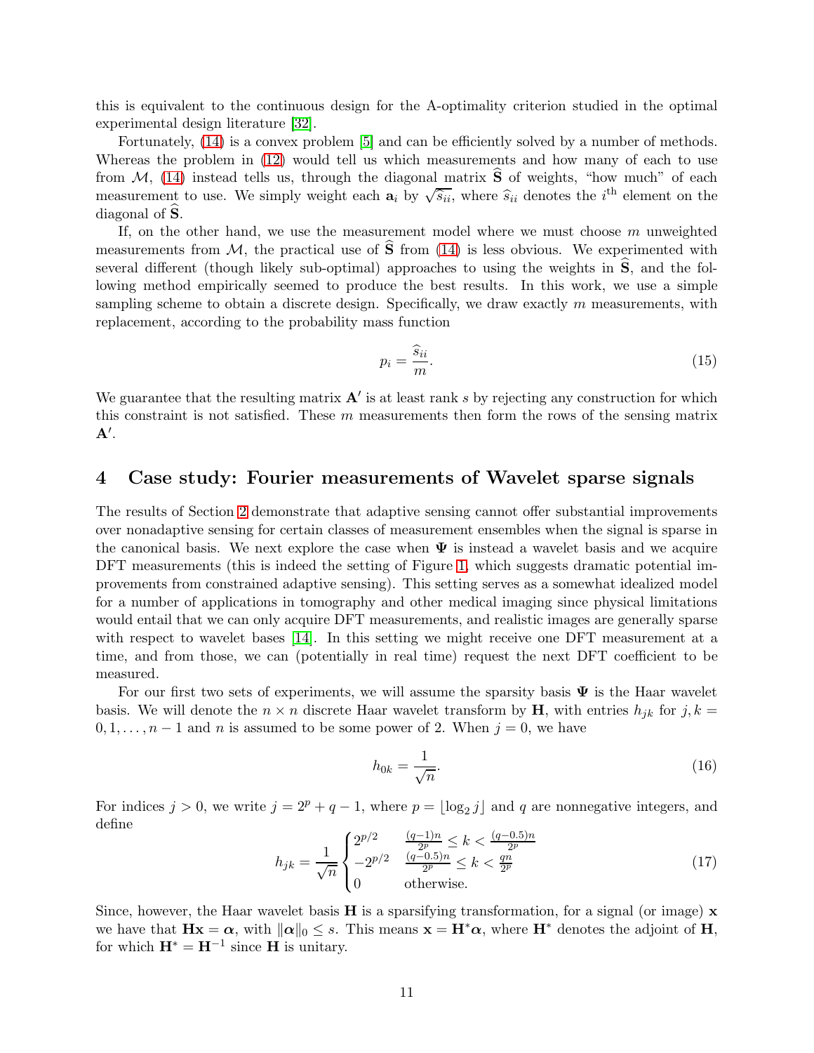this is equivalent to the continuous design for the A-optimality criterion studied in the optimal experimental design literature [32].

Fortunately, (14) is a convex problem [5] and can be efficiently solved by a number of methods. Whereas the problem in (12) would tell us which measurements and how many of each to use from $\mathcal{M}$, (14) instead tells us, through the diagonal matrix $\widehat{\mathbf{S}}$ of weights, "how much" of each measurement to use. We simply weight each $\mathbf{a}_i$ by $\sqrt{\widehat{s}_{ii}}$, where $\widehat{s}_{ii}$ denotes the $i^{\text{th}}$ element on the diagonal of $\widehat{\mathbf{S}}$.

If, on the other hand, we use the measurement model where we must choose $m$ unweighted measurements from $\mathcal{M}$, the practical use of $\widehat{\mathbf{S}}$ from (14) is less obvious. We experimented with several different (though likely sub-optimal) approaches to using the weights in $\widehat{\mathbf{S}}$, and the following method empirically seemed to produce the best results. In this work, we use a simple sampling scheme to obtain a discrete design. Specifically, we draw exactly $m$ measurements, with replacement, according to the probability mass function

$$p_i = \frac{\widehat{s}_{ii}}{m}. \tag{15}$$

We guarantee that the resulting matrix $\mathbf{A}'$ is at least rank $s$ by rejecting any construction for which this constraint is not satisfied. These $m$ measurements then form the rows of the sensing matrix $\mathbf{A}'$.

## 4 Case study: Fourier measurements of Wavelet sparse signals

The results of Section 2 demonstrate that adaptive sensing cannot offer substantial improvements over nonadaptive sensing for certain classes of measurement ensembles when the signal is sparse in the canonical basis. We next explore the case when $\mathbf{\Psi}$ is instead a wavelet basis and we acquire DFT measurements (this is indeed the setting of Figure 1, which suggests dramatic potential improvements from constrained adaptive sensing). This setting serves as a somewhat idealized model for a number of applications in tomography and other medical imaging since physical limitations would entail that we can only acquire DFT measurements, and realistic images are generally sparse with respect to wavelet bases [14]. In this setting we might receive one DFT measurement at a time, and from those, we can (potentially in real time) request the next DFT coefficient to be measured.

For our first two sets of experiments, we will assume the sparsity basis $\mathbf{\Psi}$ is the Haar wavelet basis. We will denote the $n \times n$ discrete Haar wavelet transform by $\mathbf{H}$, with entries $h_{jk}$ for $j, k = 0, 1, \ldots, n-1$ and $n$ is assumed to be some power of 2. When $j = 0$, we have

$$h_{0k} = \frac{1}{\sqrt{n}}. \tag{16}$$

For indices $j > 0$, we write $j = 2^p + q - 1$, where $p = \lfloor \log_2 j \rfloor$ and $q$ are nonnegative integers, and define

$$h_{jk} = \frac{1}{\sqrt{n}} \begin{cases} 2^{p/2} & \frac{(q-1)n}{2^p} \le k < \frac{(q-0.5)n}{2^p} \\ -2^{p/2} & \frac{(q-0.5)n}{2^p} \le k < \frac{qn}{2^p} \\ 0 & \text{otherwise.} \end{cases} \tag{17}$$

Since, however, the Haar wavelet basis $\mathbf{H}$ is a sparsifying transformation, for a signal (or image) $\mathbf{x}$ we have that $\mathbf{H}\mathbf{x} = \boldsymbol{\alpha}$, with $\|\boldsymbol{\alpha}\|_0 \le s$. This means $\mathbf{x} = \mathbf{H}^*\boldsymbol{\alpha}$, where $\mathbf{H}^*$ denotes the adjoint of $\mathbf{H}$, for which $\mathbf{H}^* = \mathbf{H}^{-1}$ since $\mathbf{H}$ is unitary.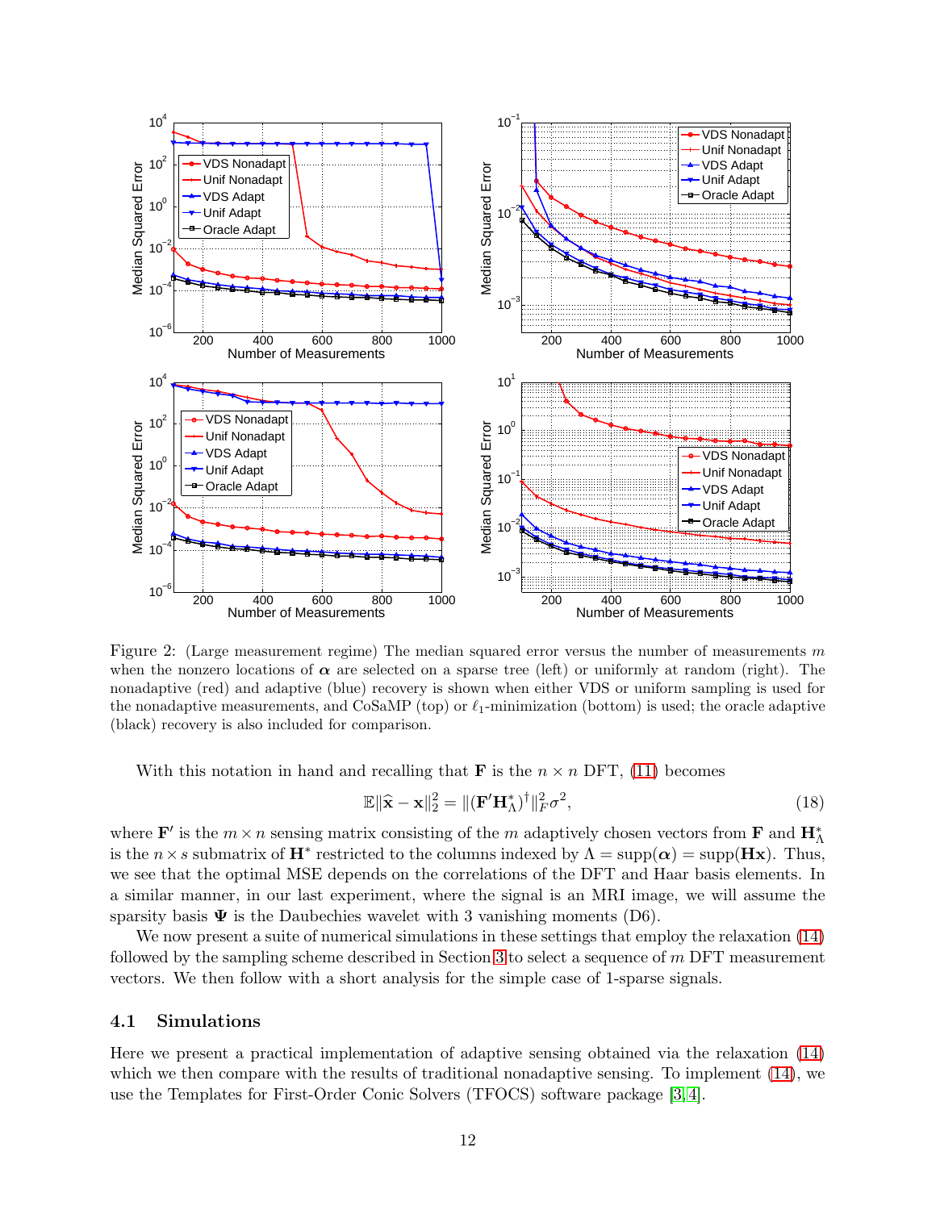Figure 2: (Large measurement regime) The median squared error versus the number of measurements $m$ when the nonzero locations of $\boldsymbol{\alpha}$ are selected on a sparse tree (left) or uniformly at random (right). The nonadaptive (red) and adaptive (blue) recovery is shown when either VDS or uniform sampling is used for the nonadaptive measurements, and CoSaMP (top) or $\ell_1$-minimization (bottom) is used; the oracle adaptive (black) recovery is also included for comparison.

With this notation in hand and recalling that $\mathbf{F}$ is the $n \times n$ DFT, (11) becomes

$$\mathbb{E}\|\widehat{\mathbf{x}} - \mathbf{x}\|_2^2 = \|(\mathbf{F}'\mathbf{H}_\Lambda^*)^\dagger\|_F^2 \sigma^2, \tag{18}$$

where $\mathbf{F}'$ is the $m \times n$ sensing matrix consisting of the $m$ adaptively chosen vectors from $\mathbf{F}$ and $\mathbf{H}_\Lambda^*$ is the $n \times s$ submatrix of $\mathbf{H}^*$ restricted to the columns indexed by $\Lambda = \mathrm{supp}(\boldsymbol{\alpha}) = \mathrm{supp}(\mathbf{H}\mathbf{x})$. Thus, we see that the optimal MSE depends on the correlations of the DFT and Haar basis elements. In a similar manner, in our last experiment, where the signal is an MRI image, we will assume the sparsity basis $\boldsymbol{\Psi}$ is the Daubechies wavelet with 3 vanishing moments (D6).

We now present a suite of numerical simulations in these settings that employ the relaxation (14) followed by the sampling scheme described in Section 3 to select a sequence of $m$ DFT measurement vectors. We then follow with a short analysis for the simple case of 1-sparse signals.

### 4.1 Simulations

Here we present a practical implementation of adaptive sensing obtained via the relaxation (14) which we then compare with the results of traditional nonadaptive sensing. To implement (14), we use the Templates for First-Order Conic Solvers (TFOCS) software package [3, 4].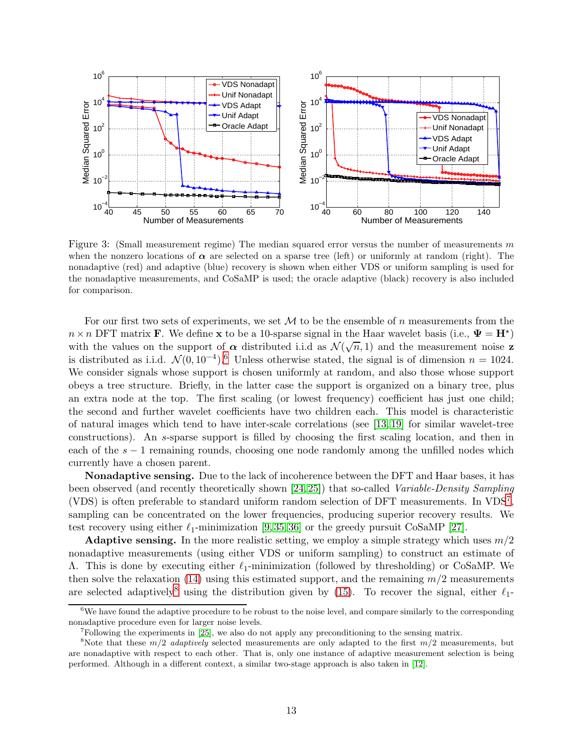Figure 3: (Small measurement regime) The median squared error versus the number of measurements $m$ when the nonzero locations of $\boldsymbol{\alpha}$ are selected on a sparse tree (left) or uniformly at random (right). The nonadaptive (red) and adaptive (blue) recovery is shown when either VDS or uniform sampling is used for the nonadaptive measurements, and CoSaMP is used; the oracle adaptive (black) recovery is also included for comparison.

For our first two sets of experiments, we set $\mathcal{M}$ to be the ensemble of $n$ measurements from the $n \times n$ DFT matrix $\mathbf{F}$. We define $\mathbf{x}$ to be a 10-sparse signal in the Haar wavelet basis (i.e., $\boldsymbol{\Psi} = \mathbf{H}^\star$) with the values on the support of $\boldsymbol{\alpha}$ distributed i.i.d as $\mathcal{N}(\sqrt{n}, 1)$ and the measurement noise $\mathbf{z}$ is distributed as i.i.d. $\mathcal{N}(0, 10^{-4})$.[6] Unless otherwise stated, the signal is of dimension $n = 1024$. We consider signals whose support is chosen uniformly at random, and also those whose support obeys a tree structure. Briefly, in the latter case the support is organized on a binary tree, plus an extra node at the top. The first scaling (or lowest frequency) coefficient has just one child; the second and further wavelet coefficients have two children each. This model is characteristic of natural images which tend to have inter-scale correlations (see [13, 19] for similar wavelet-tree constructions). An $s$-sparse support is filled by choosing the first scaling location, and then in each of the $s-1$ remaining rounds, choosing one node randomly among the unfilled nodes which currently have a chosen parent.

**Nonadaptive sensing.** Due to the lack of incoherence between the DFT and Haar bases, it has been observed (and recently theoretically shown [24, 25]) that so-called *Variable-Density Sampling* (VDS) is often preferable to standard uniform random selection of DFT measurements. In VDS[7], sampling can be concentrated on the lower frequencies, producing superior recovery results. We test recovery using either $\ell_1$-minimization [9, 35, 36] or the greedy pursuit CoSaMP [27].

**Adaptive sensing.** In the more realistic setting, we employ a simple strategy which uses $m/2$ nonadaptive measurements (using either VDS or uniform sampling) to construct an estimate of $\Lambda$. This is done by executing either $\ell_1$-minimization (followed by thresholding) or CoSaMP. We then solve the relaxation (14) using this estimated support, and the remaining $m/2$ measurements are selected adaptively[8] using the distribution given by (15). To recover the signal, either $\ell_1$-

[6] We have found the adaptive procedure to be robust to the noise level, and compare similarly to the corresponding nonadaptive procedure even for larger noise levels.

[7] Following the experiments in [25], we also do not apply any preconditioning to the sensing matrix.

[8] Note that these $m/2$ *adaptively* selected measurements are only adapted to the first $m/2$ measurements, but are nonadaptive with respect to each other. That is, only one instance of adaptive measurement selection is being performed. Although in a different context, a similar two-stage approach is also taken in [12].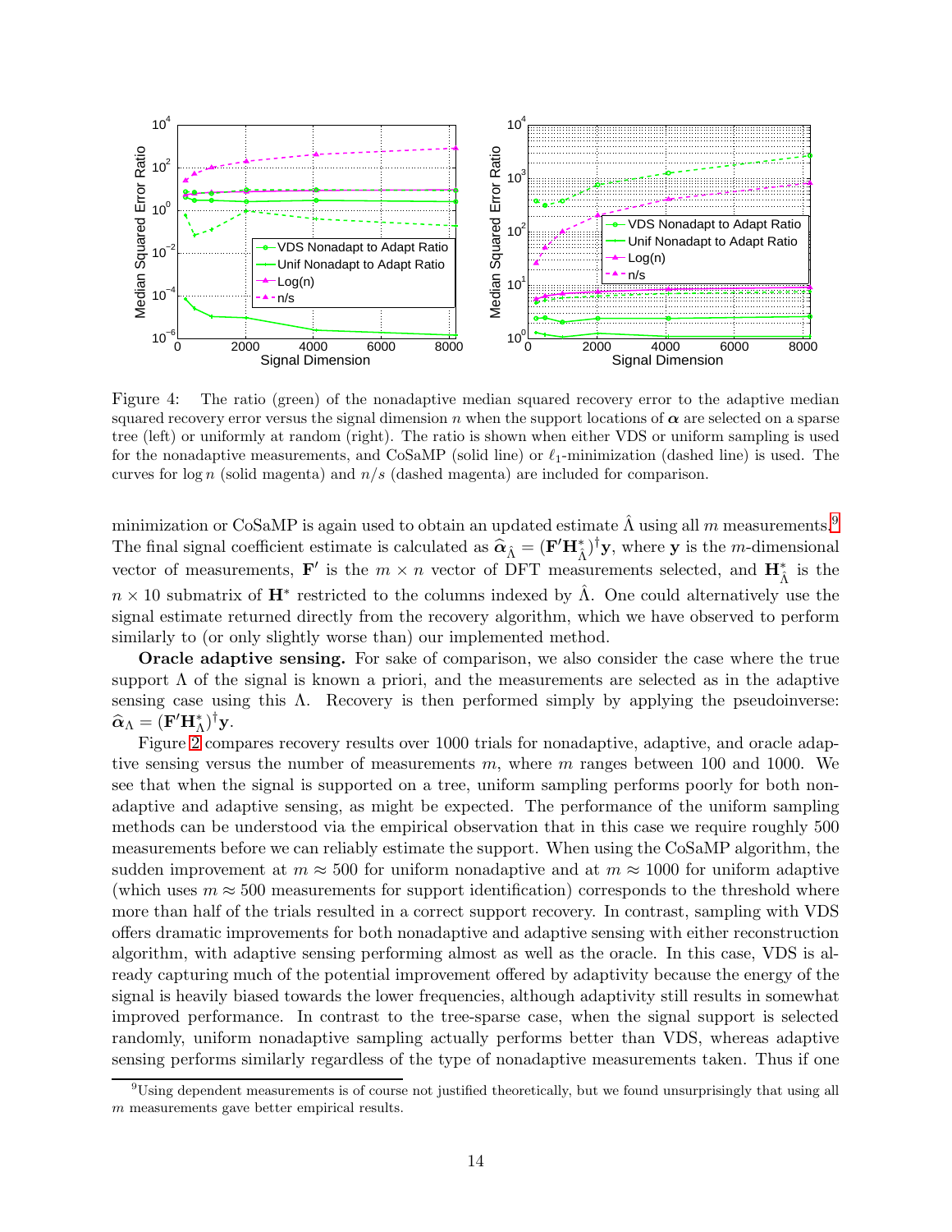Figure 4: The ratio (green) of the nonadaptive median squared recovery error to the adaptive median squared recovery error versus the signal dimension $n$ when the support locations of $\boldsymbol{\alpha}$ are selected on a sparse tree (left) or uniformly at random (right). The ratio is shown when either VDS or uniform sampling is used for the nonadaptive measurements, and CoSaMP (solid line) or $\ell_1$-minimization (dashed line) is used. The curves for $\log n$ (solid magenta) and $n/s$ (dashed magenta) are included for comparison.

minimization or CoSaMP is again used to obtain an updated estimate $\hat{\Lambda}$ using all $m$ measurements.[9] The final signal coefficient estimate is calculated as $\widehat{\boldsymbol{\alpha}}_{\hat{\Lambda}} = (\mathbf{F}'\mathbf{H}^*_{\hat{\Lambda}})^\dagger \mathbf{y}$, where $\mathbf{y}$ is the $m$-dimensional vector of measurements, $\mathbf{F}'$ is the $m \times n$ vector of DFT measurements selected, and $\mathbf{H}^*_{\hat{\Lambda}}$ is the $n \times 10$ submatrix of $\mathbf{H}^*$ restricted to the columns indexed by $\hat{\Lambda}$. One could alternatively use the signal estimate returned directly from the recovery algorithm, which we have observed to perform similarly to (or only slightly worse than) our implemented method.

**Oracle adaptive sensing.** For sake of comparison, we also consider the case where the true support $\Lambda$ of the signal is known a priori, and the measurements are selected as in the adaptive sensing case using this $\Lambda$. Recovery is then performed simply by applying the pseudoinverse: $\widehat{\boldsymbol{\alpha}}_{\Lambda} = (\mathbf{F}'\mathbf{H}^*_{\Lambda})^\dagger \mathbf{y}$.

Figure 2 compares recovery results over 1000 trials for nonadaptive, adaptive, and oracle adaptive sensing versus the number of measurements $m$, where $m$ ranges between 100 and 1000. We see that when the signal is supported on a tree, uniform sampling performs poorly for both nonadaptive and adaptive sensing, as might be expected. The performance of the uniform sampling methods can be understood via the empirical observation that in this case we require roughly 500 measurements before we can reliably estimate the support. When using the CoSaMP algorithm, the sudden improvement at $m \approx 500$ for uniform nonadaptive and at $m \approx 1000$ for uniform adaptive (which uses $m \approx 500$ measurements for support identification) corresponds to the threshold where more than half of the trials resulted in a correct support recovery. In contrast, sampling with VDS offers dramatic improvements for both nonadaptive and adaptive sensing with either reconstruction algorithm, with adaptive sensing performing almost as well as the oracle. In this case, VDS is already capturing much of the potential improvement offered by adaptivity because the energy of the signal is heavily biased towards the lower frequencies, although adaptivity still results in somewhat improved performance. In contrast to the tree-sparse case, when the signal support is selected randomly, uniform nonadaptive sampling actually performs better than VDS, whereas adaptive sensing performs similarly regardless of the type of nonadaptive measurements taken. Thus if one

[9] Using dependent measurements is of course not justified theoretically, but we found unsurprisingly that using all $m$ measurements gave better empirical results.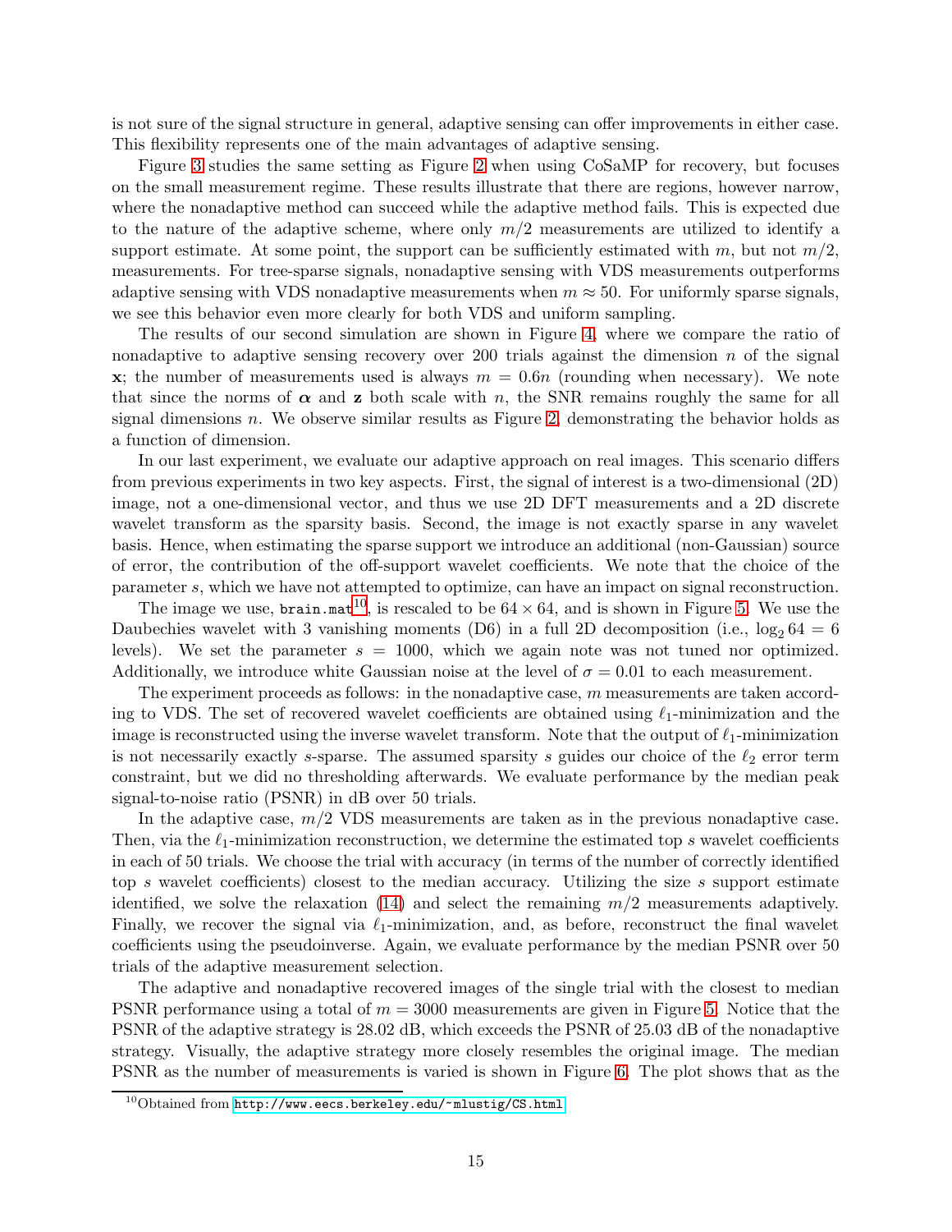is not sure of the signal structure in general, adaptive sensing can offer improvements in either case. This flexibility represents one of the main advantages of adaptive sensing.

Figure 3 studies the same setting as Figure 2 when using CoSaMP for recovery, but focuses on the small measurement regime. These results illustrate that there are regions, however narrow, where the nonadaptive method can succeed while the adaptive method fails. This is expected due to the nature of the adaptive scheme, where only $m/2$ measurements are utilized to identify a support estimate. At some point, the support can be sufficiently estimated with $m$, but not $m/2$, measurements. For tree-sparse signals, nonadaptive sensing with VDS measurements outperforms adaptive sensing with VDS nonadaptive measurements when $m \approx 50$. For uniformly sparse signals, we see this behavior even more clearly for both VDS and uniform sampling.

The results of our second simulation are shown in Figure 4, where we compare the ratio of nonadaptive to adaptive sensing recovery over 200 trials against the dimension $n$ of the signal $\mathbf{x}$; the number of measurements used is always $m = 0.6n$ (rounding when necessary). We note that since the norms of $\boldsymbol{\alpha}$ and $\mathbf{z}$ both scale with $n$, the SNR remains roughly the same for all signal dimensions $n$. We observe similar results as Figure 2, demonstrating the behavior holds as a function of dimension.

In our last experiment, we evaluate our adaptive approach on real images. This scenario differs from previous experiments in two key aspects. First, the signal of interest is a two-dimensional (2D) image, not a one-dimensional vector, and thus we use 2D DFT measurements and a 2D discrete wavelet transform as the sparsity basis. Second, the image is not exactly sparse in any wavelet basis. Hence, when estimating the sparse support we introduce an additional (non-Gaussian) source of error, the contribution of the off-support wavelet coefficients. We note that the choice of the parameter $s$, which we have not attempted to optimize, can have an impact on signal reconstruction.

The image we use, `brain.mat`[10], is rescaled to be $64 \times 64$, and is shown in Figure 5. We use the Daubechies wavelet with 3 vanishing moments (D6) in a full 2D decomposition (i.e., $\log_2 64 = 6$ levels). We set the parameter $s = 1000$, which we again note was not tuned nor optimized. Additionally, we introduce white Gaussian noise at the level of $\sigma = 0.01$ to each measurement.

The experiment proceeds as follows: in the nonadaptive case, $m$ measurements are taken according to VDS. The set of recovered wavelet coefficients are obtained using $\ell_1$-minimization and the image is reconstructed using the inverse wavelet transform. Note that the output of $\ell_1$-minimization is not necessarily exactly $s$-sparse. The assumed sparsity $s$ guides our choice of the $\ell_2$ error term constraint, but we did no thresholding afterwards. We evaluate performance by the median peak signal-to-noise ratio (PSNR) in dB over 50 trials.

In the adaptive case, $m/2$ VDS measurements are taken as in the previous nonadaptive case. Then, via the $\ell_1$-minimization reconstruction, we determine the estimated top $s$ wavelet coefficients in each of 50 trials. We choose the trial with accuracy (in terms of the number of correctly identified top $s$ wavelet coefficients) closest to the median accuracy. Utilizing the size $s$ support estimate identified, we solve the relaxation (14) and select the remaining $m/2$ measurements adaptively. Finally, we recover the signal via $\ell_1$-minimization, and, as before, reconstruct the final wavelet coefficients using the pseudoinverse. Again, we evaluate performance by the median PSNR over 50 trials of the adaptive measurement selection.

The adaptive and nonadaptive recovered images of the single trial with the closest to median PSNR performance using a total of $m = 3000$ measurements are given in Figure 5. Notice that the PSNR of the adaptive strategy is 28.02 dB, which exceeds the PSNR of 25.03 dB of the nonadaptive strategy. Visually, the adaptive strategy more closely resembles the original image. The median PSNR as the number of measurements is varied is shown in Figure 6. The plot shows that as the

[10] Obtained from http://www.eecs.berkeley.edu/~mlustig/CS.html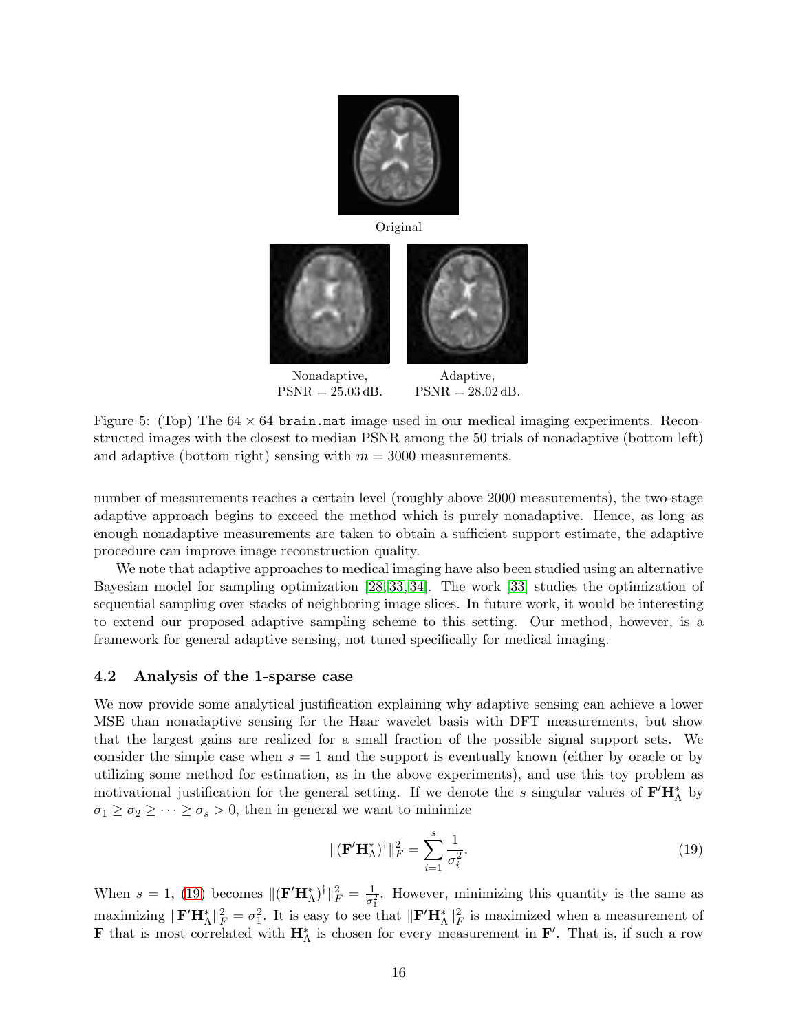Original

Nonadaptive,
PSNR = 25.03 dB.

Adaptive,
PSNR = 28.02 dB.

Figure 5: (Top) The $64 \times 64$ `brain.mat` image used in our medical imaging experiments. Reconstructed images with the closest to median PSNR among the 50 trials of nonadaptive (bottom left) and adaptive (bottom right) sensing with $m = 3000$ measurements.

number of measurements reaches a certain level (roughly above 2000 measurements), the two-stage adaptive approach begins to exceed the method which is purely nonadaptive. Hence, as long as enough nonadaptive measurements are taken to obtain a sufficient support estimate, the adaptive procedure can improve image reconstruction quality.

We note that adaptive approaches to medical imaging have also been studied using an alternative Bayesian model for sampling optimization [28, 33, 34]. The work [33] studies the optimization of sequential sampling over stacks of neighboring image slices. In future work, it would be interesting to extend our proposed adaptive sampling scheme to this setting. Our method, however, is a framework for general adaptive sensing, not tuned specifically for medical imaging.

### 4.2 Analysis of the 1-sparse case

We now provide some analytical justification explaining why adaptive sensing can achieve a lower MSE than nonadaptive sensing for the Haar wavelet basis with DFT measurements, but show that the largest gains are realized for a small fraction of the possible signal support sets. We consider the simple case when $s = 1$ and the support is eventually known (either by oracle or by utilizing some method for estimation, as in the above experiments), and use this toy problem as motivational justification for the general setting. If we denote the $s$ singular values of $\mathbf{F}'\mathbf{H}_\Lambda^*$ by $\sigma_1 \geq \sigma_2 \geq \cdots \geq \sigma_s > 0$, then in general we want to minimize

$$\|(\mathbf{F}'\mathbf{H}_\Lambda^*)^\dagger\|_F^2 = \sum_{i=1}^{s} \frac{1}{\sigma_i^2}. \tag{19}$$

When $s = 1$, (19) becomes $\|(\mathbf{F}'\mathbf{H}_\Lambda^*)^\dagger\|_F^2 = \frac{1}{\sigma_1^2}$. However, minimizing this quantity is the same as maximizing $\|\mathbf{F}'\mathbf{H}_\Lambda^*\|_F^2 = \sigma_1^2$. It is easy to see that $\|\mathbf{F}'\mathbf{H}_\Lambda^*\|_F^2$ is maximized when a measurement of $\mathbf{F}$ that is most correlated with $\mathbf{H}_\Lambda^*$ is chosen for every measurement in $\mathbf{F}'$. That is, if such a row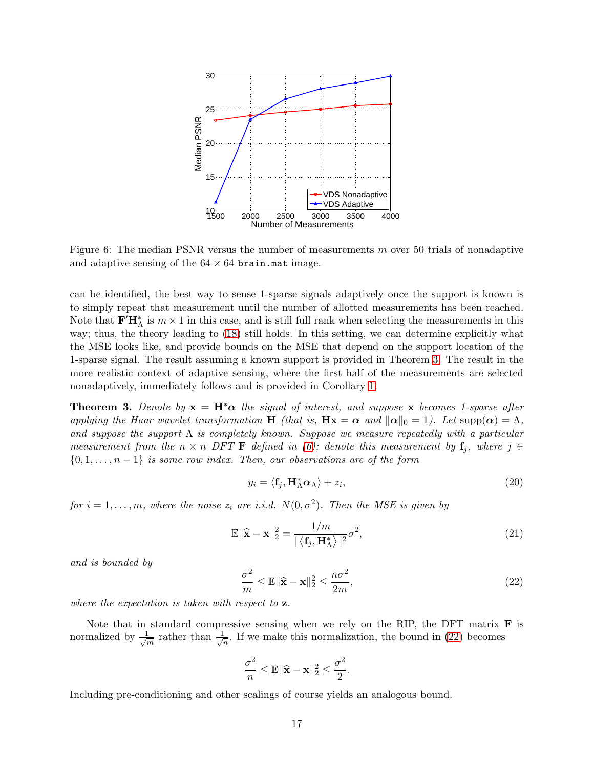Figure 6: The median PSNR versus the number of measurements $m$ over 50 trials of nonadaptive and adaptive sensing of the $64 \times 64$ `brain.mat` image.

can be identified, the best way to sense 1-sparse signals adaptively once the support is known is to simply repeat that measurement until the number of allotted measurements has been reached. Note that $\mathbf{F}'\mathbf{H}_\Lambda^*$ is $m \times 1$ in this case, and is still full rank when selecting the measurements in this way; thus, the theory leading to (18) still holds. In this setting, we can determine explicitly what the MSE looks like, and provide bounds on the MSE that depend on the support location of the 1-sparse signal. The result assuming a known support is provided in Theorem 3. The result in the more realistic context of adaptive sensing, where the first half of the measurements are selected nonadaptively, immediately follows and is provided in Corollary 1.

**Theorem 3.** *Denote by $\mathbf{x} = \mathbf{H}^*\boldsymbol{\alpha}$ the signal of interest, and suppose $\mathbf{x}$ becomes 1-sparse after applying the Haar wavelet transformation $\mathbf{H}$ (that is, $\mathbf{H}\mathbf{x} = \boldsymbol{\alpha}$ and $\|\boldsymbol{\alpha}\|_0 = 1$). Let $\operatorname{supp}(\boldsymbol{\alpha}) = \Lambda$, and suppose the support $\Lambda$ is completely known. Suppose we measure repeatedly with a particular measurement from the $n \times n$ DFT $\mathbf{F}$ defined in (6); denote this measurement by $\mathbf{f}_j$, where $j \in \{0, 1, \ldots, n-1\}$ is some row index. Then, our observations are of the form*

$$y_i = \langle \mathbf{f}_j, \mathbf{H}_\Lambda^* \boldsymbol{\alpha}_\Lambda \rangle + z_i, \tag{20}$$

*for $i = 1, \ldots, m$, where the noise $z_i$ are i.i.d. $N(0, \sigma^2)$. Then the MSE is given by*

$$\mathbb{E}\|\widehat{\mathbf{x}} - \mathbf{x}\|_2^2 = \frac{1/m}{|\langle \mathbf{f}_j, \mathbf{H}_\Lambda^* \rangle|^2}\sigma^2, \tag{21}$$

*and is bounded by*

$$\frac{\sigma^2}{m} \leq \mathbb{E}\|\widehat{\mathbf{x}} - \mathbf{x}\|_2^2 \leq \frac{n\sigma^2}{2m}, \tag{22}$$

*where the expectation is taken with respect to $\mathbf{z}$.*

Note that in standard compressive sensing when we rely on the RIP, the DFT matrix $\mathbf{F}$ is normalized by $\frac{1}{\sqrt{m}}$ rather than $\frac{1}{\sqrt{n}}$. If we make this normalization, the bound in (22) becomes

$$\frac{\sigma^2}{n} \leq \mathbb{E}\|\widehat{\mathbf{x}} - \mathbf{x}\|_2^2 \leq \frac{\sigma^2}{2}.$$

Including pre-conditioning and other scalings of course yields an analogous bound.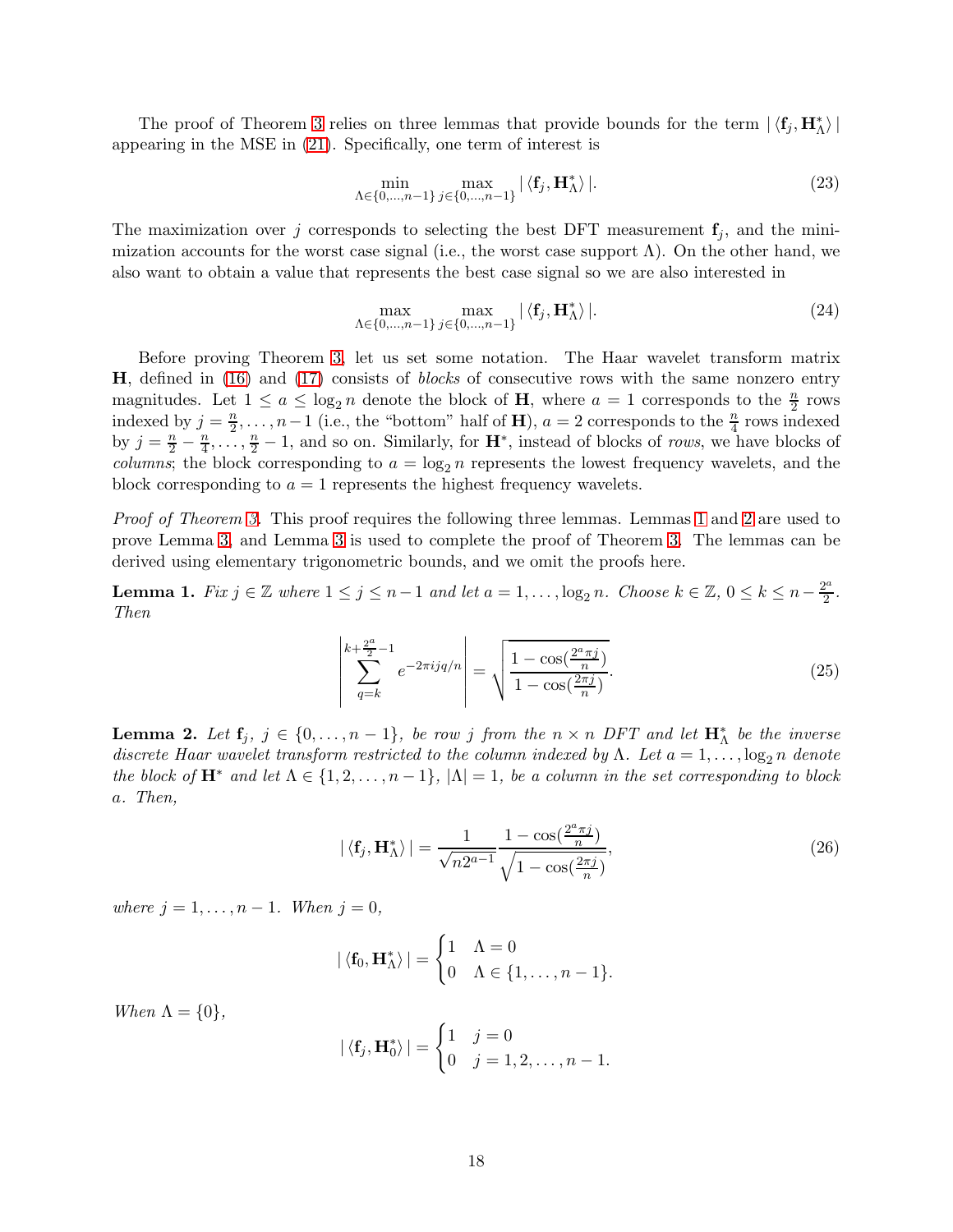The proof of Theorem 3 relies on three lemmas that provide bounds for the term $|\langle \mathbf{f}_j, \mathbf{H}^*_\Lambda \rangle|$ appearing in the MSE in (21). Specifically, one term of interest is

$$\min_{\Lambda \in \{0,\dots,n-1\}} \max_{j \in \{0,\dots,n-1\}} |\langle \mathbf{f}_j, \mathbf{H}^*_\Lambda \rangle|. \tag{23}$$

The maximization over $j$ corresponds to selecting the best DFT measurement $\mathbf{f}_j$, and the minimization accounts for the worst case signal (i.e., the worst case support $\Lambda$). On the other hand, we also want to obtain a value that represents the best case signal so we are also interested in

$$\max_{\Lambda \in \{0,\dots,n-1\}} \max_{j \in \{0,\dots,n-1\}} |\langle \mathbf{f}_j, \mathbf{H}^*_\Lambda \rangle|. \tag{24}$$

Before proving Theorem 3, let us set some notation. The Haar wavelet transform matrix $\mathbf{H}$, defined in (16) and (17) consists of *blocks* of consecutive rows with the same nonzero entry magnitudes. Let $1 \leq a \leq \log_2 n$ denote the block of $\mathbf{H}$, where $a = 1$ corresponds to the $\frac{n}{2}$ rows indexed by $j = \frac{n}{2}, \dots, n-1$ (i.e., the "bottom" half of $\mathbf{H}$), $a = 2$ corresponds to the $\frac{n}{4}$ rows indexed by $j = \frac{n}{2} - \frac{n}{4}, \dots, \frac{n}{2} - 1$, and so on. Similarly, for $\mathbf{H}^*$, instead of blocks of *rows*, we have blocks of *columns*; the block corresponding to $a = \log_2 n$ represents the lowest frequency wavelets, and the block corresponding to $a = 1$ represents the highest frequency wavelets.

*Proof of Theorem 3.* This proof requires the following three lemmas. Lemmas 1 and 2 are used to prove Lemma 3, and Lemma 3 is used to complete the proof of Theorem 3. The lemmas can be derived using elementary trigonometric bounds, and we omit the proofs here.

**Lemma 1.** *Fix $j \in \mathbb{Z}$ where $1 \leq j \leq n-1$ and let $a = 1, \dots, \log_2 n$. Choose $k \in \mathbb{Z}$, $0 \leq k \leq n - \frac{2^a}{2}$. Then*

$$\left| \sum_{q=k}^{k+\frac{2^a}{2}-1} e^{-2\pi i j q/n} \right| = \sqrt{\frac{1 - \cos(\frac{2^a \pi j}{n})}{1 - \cos(\frac{2\pi j}{n})}}. \tag{25}$$

**Lemma 2.** *Let $\mathbf{f}_j$, $j \in \{0, \dots, n-1\}$, be row $j$ from the $n \times n$ DFT and let $\mathbf{H}^*_\Lambda$ be the inverse discrete Haar wavelet transform restricted to the column indexed by $\Lambda$. Let $a = 1, \dots, \log_2 n$ denote the block of $\mathbf{H}^*$ and let $\Lambda \in \{1, 2, \dots, n-1\}$, $|\Lambda| = 1$, be a column in the set corresponding to block $a$. Then,*

$$|\langle \mathbf{f}_j, \mathbf{H}^*_\Lambda \rangle| = \frac{1}{\sqrt{n 2^{a-1}}} \frac{1 - \cos(\frac{2^a \pi j}{n})}{\sqrt{1 - \cos(\frac{2\pi j}{n})}}, \tag{26}$$

*where $j = 1, \dots, n-1$. When $j = 0$,*

$$|\langle \mathbf{f}_0, \mathbf{H}^*_\Lambda \rangle| = \begin{cases} 1 & \Lambda = 0 \\ 0 & \Lambda \in \{1, \dots, n-1\}. \end{cases}$$

*When $\Lambda = \{0\}$,*

$$|\langle \mathbf{f}_j, \mathbf{H}^*_0 \rangle| = \begin{cases} 1 & j = 0 \\ 0 & j = 1, 2, \dots, n-1. \end{cases}$$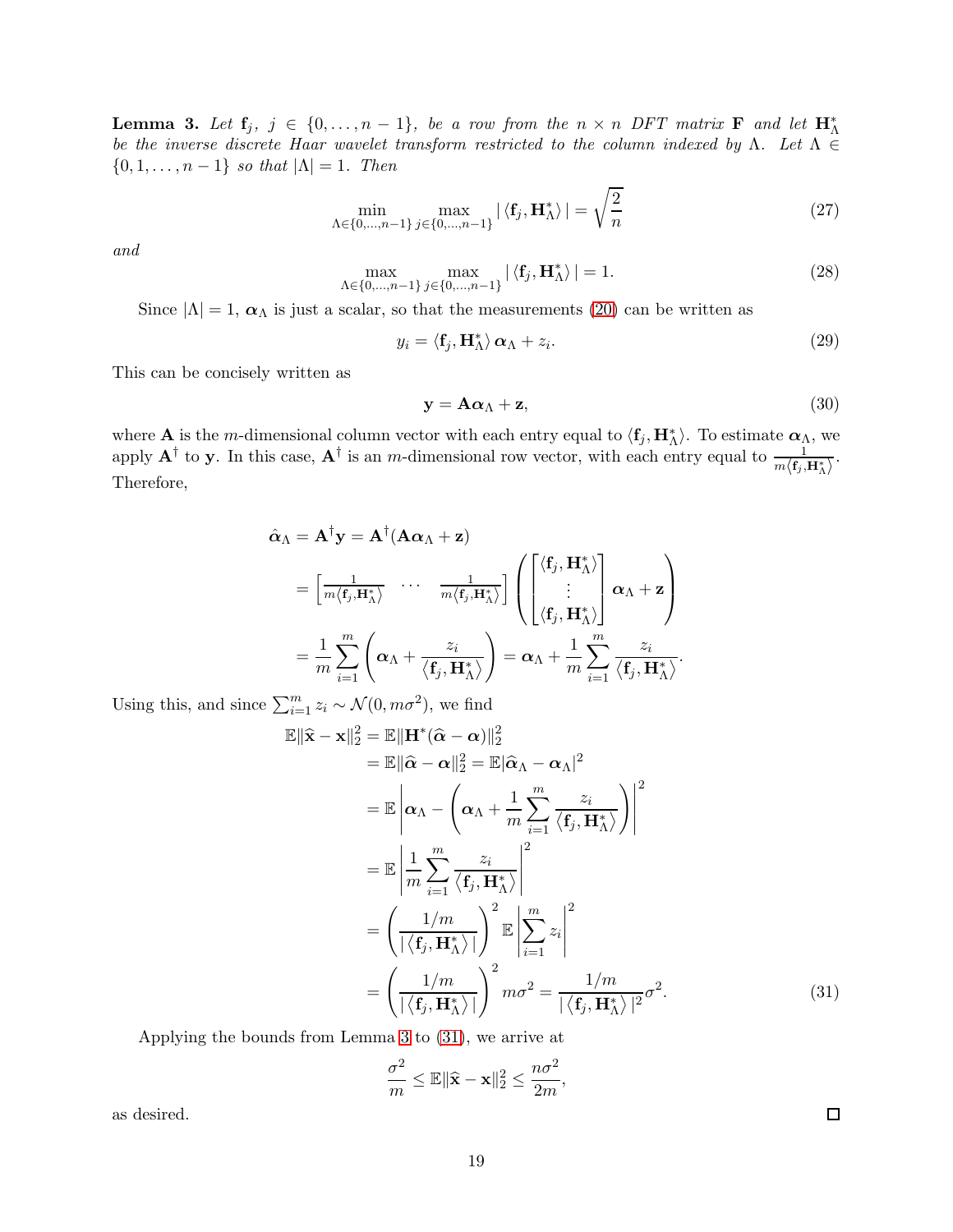**Lemma 3.** *Let $\mathbf{f}_j$, $j \in \{0, \ldots, n-1\}$, be a row from the $n \times n$ DFT matrix $\mathbf{F}$ and let $\mathbf{H}^*_\Lambda$ be the inverse discrete Haar wavelet transform restricted to the column indexed by $\Lambda$. Let $\Lambda \in \{0, 1, \ldots, n-1\}$ so that $|\Lambda| = 1$. Then*

$$\min_{\Lambda \in \{0,\ldots,n-1\}} \max_{j \in \{0,\ldots,n-1\}} |\langle \mathbf{f}_j, \mathbf{H}^*_\Lambda \rangle| = \sqrt{\frac{2}{n}} \tag{27}$$

*and*

$$\max_{\Lambda \in \{0,\ldots,n-1\}} \max_{j \in \{0,\ldots,n-1\}} |\langle \mathbf{f}_j, \mathbf{H}^*_\Lambda \rangle| = 1. \tag{28}$$

Since $|\Lambda| = 1$, $\boldsymbol{\alpha}_\Lambda$ is just a scalar, so that the measurements (20) can be written as

$$y_i = \langle \mathbf{f}_j, \mathbf{H}^*_\Lambda \rangle \, \boldsymbol{\alpha}_\Lambda + z_i. \tag{29}$$

This can be concisely written as

$$\mathbf{y} = \mathbf{A}\boldsymbol{\alpha}_\Lambda + \mathbf{z}, \tag{30}$$

where $\mathbf{A}$ is the $m$-dimensional column vector with each entry equal to $\langle \mathbf{f}_j, \mathbf{H}^*_\Lambda \rangle$. To estimate $\boldsymbol{\alpha}_\Lambda$, we apply $\mathbf{A}^\dagger$ to $\mathbf{y}$. In this case, $\mathbf{A}^\dagger$ is an $m$-dimensional row vector, with each entry equal to $\frac{1}{m\langle \mathbf{f}_j, \mathbf{H}^*_\Lambda \rangle}$. Therefore,

$$\begin{aligned}
\hat{\boldsymbol{\alpha}}_\Lambda &= \mathbf{A}^\dagger \mathbf{y} = \mathbf{A}^\dagger(\mathbf{A}\boldsymbol{\alpha}_\Lambda + \mathbf{z}) \\
&= \begin{bmatrix} \frac{1}{m\langle \mathbf{f}_j, \mathbf{H}^*_\Lambda \rangle} & \cdots & \frac{1}{m\langle \mathbf{f}_j, \mathbf{H}^*_\Lambda \rangle} \end{bmatrix} \left( \begin{bmatrix} \langle \mathbf{f}_j, \mathbf{H}^*_\Lambda \rangle \\ \vdots \\ \langle \mathbf{f}_j, \mathbf{H}^*_\Lambda \rangle \end{bmatrix} \boldsymbol{\alpha}_\Lambda + \mathbf{z} \right) \\
&= \frac{1}{m} \sum_{i=1}^m \left( \boldsymbol{\alpha}_\Lambda + \frac{z_i}{\langle \mathbf{f}_j, \mathbf{H}^*_\Lambda \rangle} \right) = \boldsymbol{\alpha}_\Lambda + \frac{1}{m} \sum_{i=1}^m \frac{z_i}{\langle \mathbf{f}_j, \mathbf{H}^*_\Lambda \rangle}.
\end{aligned}$$

Using this, and since $\sum_{i=1}^m z_i \sim \mathcal{N}(0, m\sigma^2)$, we find

$$\begin{aligned}
\mathbb{E}\|\widehat{\mathbf{x}} - \mathbf{x}\|_2^2 &= \mathbb{E}\|\mathbf{H}^*(\widehat{\boldsymbol{\alpha}} - \boldsymbol{\alpha})\|_2^2 \\
&= \mathbb{E}\|\widehat{\boldsymbol{\alpha}} - \boldsymbol{\alpha}\|_2^2 = \mathbb{E}|\widehat{\boldsymbol{\alpha}}_\Lambda - \boldsymbol{\alpha}_\Lambda|^2 \\
&= \mathbb{E}\left| \boldsymbol{\alpha}_\Lambda - \left( \boldsymbol{\alpha}_\Lambda + \frac{1}{m}\sum_{i=1}^m \frac{z_i}{\langle \mathbf{f}_j, \mathbf{H}^*_\Lambda \rangle} \right) \right|^2 \\
&= \mathbb{E}\left| \frac{1}{m}\sum_{i=1}^m \frac{z_i}{\langle \mathbf{f}_j, \mathbf{H}^*_\Lambda \rangle} \right|^2 \\
&= \left( \frac{1/m}{|\langle \mathbf{f}_j, \mathbf{H}^*_\Lambda \rangle|} \right)^2 \mathbb{E}\left| \sum_{i=1}^m z_i \right|^2 \\
&= \left( \frac{1/m}{|\langle \mathbf{f}_j, \mathbf{H}^*_\Lambda \rangle|} \right)^2 m\sigma^2 = \frac{1/m}{|\langle \mathbf{f}_j, \mathbf{H}^*_\Lambda \rangle|^2}\sigma^2. 
\end{aligned} \tag{31}$$

Applying the bounds from Lemma 3 to (31), we arrive at

$$\frac{\sigma^2}{m} \leq \mathbb{E}\|\widehat{\mathbf{x}} - \mathbf{x}\|_2^2 \leq \frac{n\sigma^2}{2m},$$

as desired. □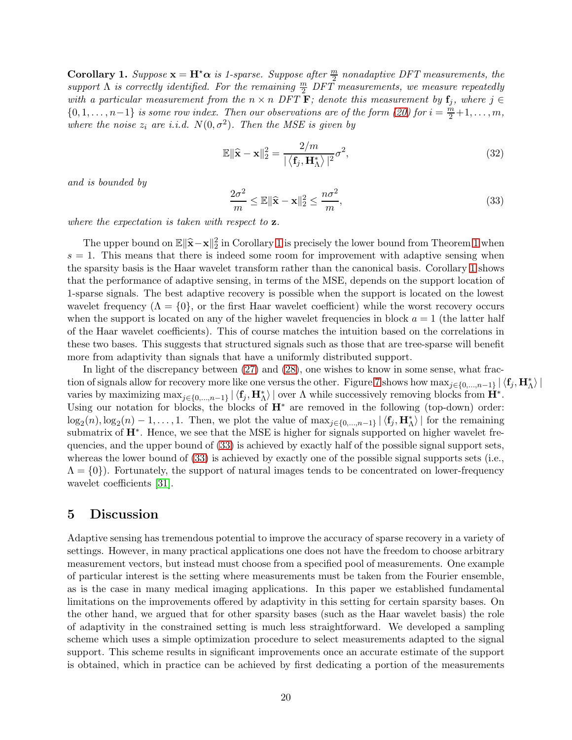**Corollary 1.** *Suppose $\mathbf{x} = \mathbf{H}^{\star}\boldsymbol{\alpha}$ is 1-sparse. Suppose after $\frac{m}{2}$ nonadaptive DFT measurements, the support $\Lambda$ is correctly identified. For the remaining $\frac{m}{2}$ DFT measurements, we measure repeatedly with a particular measurement from the $n \times n$ DFT $\mathbf{F}$; denote this measurement by $\mathbf{f}_j$, where $j \in \{0, 1, \ldots, n-1\}$ is some row index. Then our observations are of the form (20) for $i = \frac{m}{2}+1, \ldots, m$, where the noise $z_i$ are i.i.d. $N(0, \sigma^2)$. Then the MSE is given by*

$$\mathbb{E}\|\widehat{\mathbf{x}} - \mathbf{x}\|_2^2 = \frac{2/m}{|\langle \mathbf{f}_j, \mathbf{H}^*_\Lambda \rangle|^2}\sigma^2, \tag{32}$$

*and is bounded by*

$$\frac{2\sigma^2}{m} \leq \mathbb{E}\|\widehat{\mathbf{x}} - \mathbf{x}\|_2^2 \leq \frac{n\sigma^2}{m}, \tag{33}$$

*where the expectation is taken with respect to $\mathbf{z}$.*

The upper bound on $\mathbb{E}\|\widehat{\mathbf{x}} - \mathbf{x}\|_2^2$ in Corollary 1 is precisely the lower bound from Theorem 1 when $s = 1$. This means that there is indeed some room for improvement with adaptive sensing when the sparsity basis is the Haar wavelet transform rather than the canonical basis. Corollary 1 shows that the performance of adaptive sensing, in terms of the MSE, depends on the support location of 1-sparse signals. The best adaptive recovery is possible when the support is located on the lowest wavelet frequency ($\Lambda = \{0\}$, or the first Haar wavelet coefficient) while the worst recovery occurs when the support is located on any of the higher wavelet frequencies in block $a = 1$ (the latter half of the Haar wavelet coefficients). This of course matches the intuition based on the correlations in these two bases. This suggests that structured signals such as those that are tree-sparse will benefit more from adaptivity than signals that have a uniformly distributed support.

In light of the discrepancy between (27) and (28), one wishes to know in some sense, what fraction of signals allow for recovery more like one versus the other. Figure 7 shows how $\max_{j\in\{0,\ldots,n-1\}} |\langle \mathbf{f}_j, \mathbf{H}^*_\Lambda \rangle|$ varies by maximizing $\max_{j\in\{0,\ldots,n-1\}} |\langle \mathbf{f}_j, \mathbf{H}^*_\Lambda \rangle|$ over $\Lambda$ while successively removing blocks from $\mathbf{H}^*$. Using our notation for blocks, the blocks of $\mathbf{H}^*$ are removed in the following (top-down) order: $\log_2(n), \log_2(n) - 1, \ldots, 1$. Then, we plot the value of $\max_{j\in\{0,\ldots,n-1\}} |\langle \mathbf{f}_j, \mathbf{H}^*_\Lambda \rangle|$ for the remaining submatrix of $\mathbf{H}^*$. Hence, we see that the MSE is higher for signals supported on higher wavelet frequencies, and the upper bound of (33) is achieved by exactly half of the possible signal support sets, whereas the lower bound of (33) is achieved by exactly one of the possible signal supports sets (i.e., $\Lambda = \{0\}$). Fortunately, the support of natural images tends to be concentrated on lower-frequency wavelet coefficients [31].

## 5 Discussion

Adaptive sensing has tremendous potential to improve the accuracy of sparse recovery in a variety of settings. However, in many practical applications one does not have the freedom to choose arbitrary measurement vectors, but instead must choose from a specified pool of measurements. One example of particular interest is the setting where measurements must be taken from the Fourier ensemble, as is the case in many medical imaging applications. In this paper we established fundamental limitations on the improvements offered by adaptivity in this setting for certain sparsity bases. On the other hand, we argued that for other sparsity bases (such as the Haar wavelet basis) the role of adaptivity in the constrained setting is much less straightforward. We developed a sampling scheme which uses a simple optimization procedure to select measurements adapted to the signal support. This scheme results in significant improvements once an accurate estimate of the support is obtained, which in practice can be achieved by first dedicating a portion of the measurements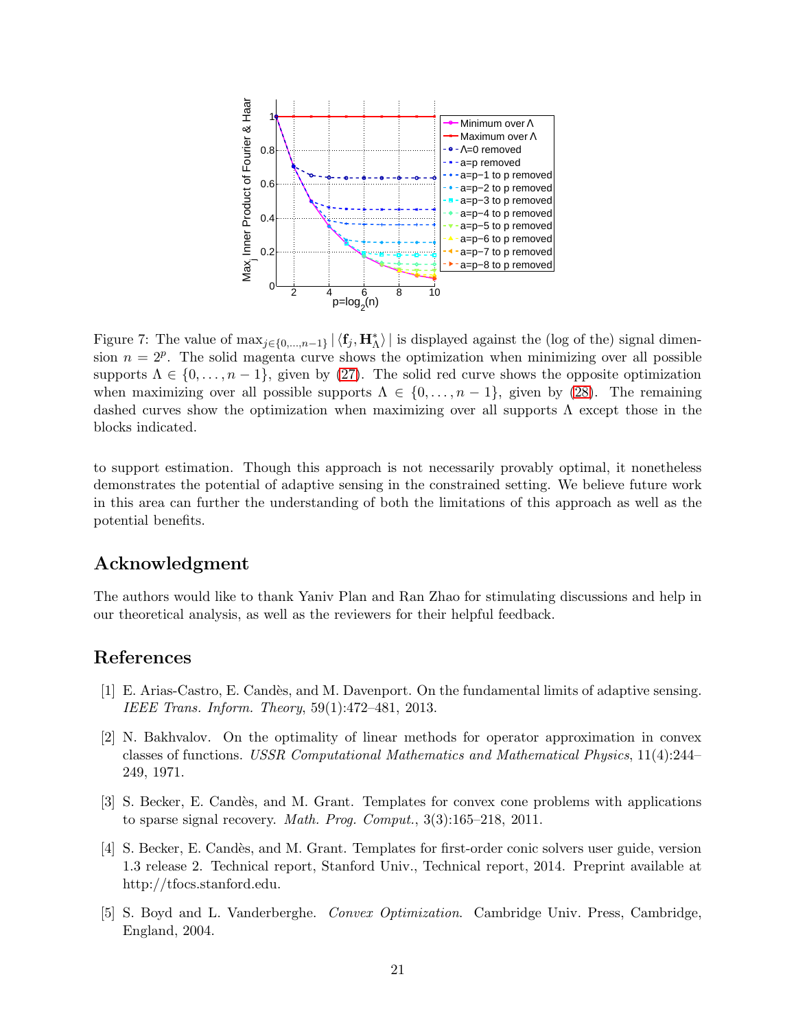Figure 7: The value of $\max_{j\in\{0,\ldots,n-1\}} |\langle \mathbf{f}_j, \mathbf{H}^*_\Lambda\rangle|$ is displayed against the (log of the) signal dimension $n = 2^p$. The solid magenta curve shows the optimization when minimizing over all possible supports $\Lambda \in \{0,\ldots,n-1\}$, given by (27). The solid red curve shows the opposite optimization when maximizing over all possible supports $\Lambda \in \{0,\ldots,n-1\}$, given by (28). The remaining dashed curves show the optimization when maximizing over all supports $\Lambda$ except those in the blocks indicated.

to support estimation. Though this approach is not necessarily provably optimal, it nonetheless demonstrates the potential of adaptive sensing in the constrained setting. We believe future work in this area can further the understanding of both the limitations of this approach as well as the potential benefits.

## Acknowledgment

The authors would like to thank Yaniv Plan and Ran Zhao for stimulating discussions and help in our theoretical analysis, as well as the reviewers for their helpful feedback.

## References

[1] E. Arias-Castro, E. Candès, and M. Davenport. On the fundamental limits of adaptive sensing. *IEEE Trans. Inform. Theory*, 59(1):472–481, 2013.

[2] N. Bakhvalov. On the optimality of linear methods for operator approximation in convex classes of functions. *USSR Computational Mathematics and Mathematical Physics*, 11(4):244–249, 1971.

[3] S. Becker, E. Candès, and M. Grant. Templates for convex cone problems with applications to sparse signal recovery. *Math. Prog. Comput.*, 3(3):165–218, 2011.

[4] S. Becker, E. Candès, and M. Grant. Templates for first-order conic solvers user guide, version 1.3 release 2. Technical report, Stanford Univ., Technical report, 2014. Preprint available at http://tfocs.stanford.edu.

[5] S. Boyd and L. Vanderberghe. *Convex Optimization*. Cambridge Univ. Press, Cambridge, England, 2004.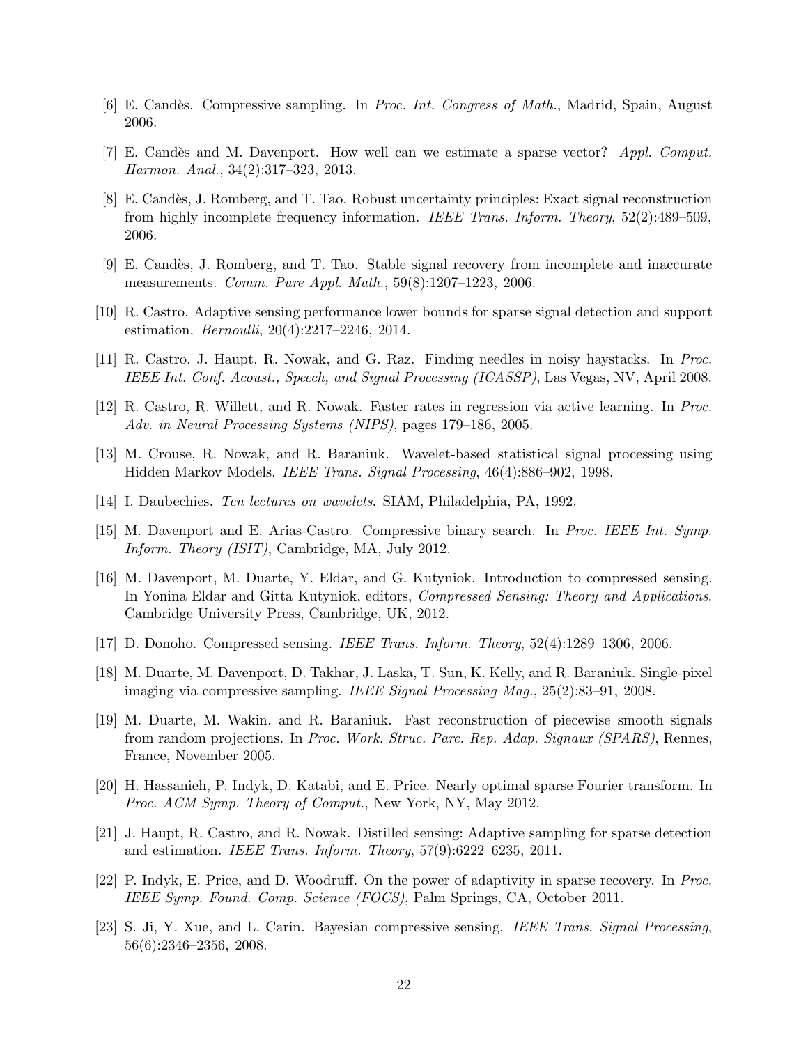[6] E. Candès. Compressive sampling. In *Proc. Int. Congress of Math.*, Madrid, Spain, August 2006.

[7] E. Candès and M. Davenport. How well can we estimate a sparse vector? *Appl. Comput. Harmon. Anal.*, 34(2):317–323, 2013.

[8] E. Candès, J. Romberg, and T. Tao. Robust uncertainty principles: Exact signal reconstruction from highly incomplete frequency information. *IEEE Trans. Inform. Theory*, 52(2):489–509, 2006.

[9] E. Candès, J. Romberg, and T. Tao. Stable signal recovery from incomplete and inaccurate measurements. *Comm. Pure Appl. Math.*, 59(8):1207–1223, 2006.

[10] R. Castro. Adaptive sensing performance lower bounds for sparse signal detection and support estimation. *Bernoulli*, 20(4):2217–2246, 2014.

[11] R. Castro, J. Haupt, R. Nowak, and G. Raz. Finding needles in noisy haystacks. In *Proc. IEEE Int. Conf. Acoust., Speech, and Signal Processing (ICASSP)*, Las Vegas, NV, April 2008.

[12] R. Castro, R. Willett, and R. Nowak. Faster rates in regression via active learning. In *Proc. Adv. in Neural Processing Systems (NIPS)*, pages 179–186, 2005.

[13] M. Crouse, R. Nowak, and R. Baraniuk. Wavelet-based statistical signal processing using Hidden Markov Models. *IEEE Trans. Signal Processing*, 46(4):886–902, 1998.

[14] I. Daubechies. *Ten lectures on wavelets*. SIAM, Philadelphia, PA, 1992.

[15] M. Davenport and E. Arias-Castro. Compressive binary search. In *Proc. IEEE Int. Symp. Inform. Theory (ISIT)*, Cambridge, MA, July 2012.

[16] M. Davenport, M. Duarte, Y. Eldar, and G. Kutyniok. Introduction to compressed sensing. In Yonina Eldar and Gitta Kutyniok, editors, *Compressed Sensing: Theory and Applications*. Cambridge University Press, Cambridge, UK, 2012.

[17] D. Donoho. Compressed sensing. *IEEE Trans. Inform. Theory*, 52(4):1289–1306, 2006.

[18] M. Duarte, M. Davenport, D. Takhar, J. Laska, T. Sun, K. Kelly, and R. Baraniuk. Single-pixel imaging via compressive sampling. *IEEE Signal Processing Mag.*, 25(2):83–91, 2008.

[19] M. Duarte, M. Wakin, and R. Baraniuk. Fast reconstruction of piecewise smooth signals from random projections. In *Proc. Work. Struc. Parc. Rep. Adap. Signaux (SPARS)*, Rennes, France, November 2005.

[20] H. Hassanieh, P. Indyk, D. Katabi, and E. Price. Nearly optimal sparse Fourier transform. In *Proc. ACM Symp. Theory of Comput.*, New York, NY, May 2012.

[21] J. Haupt, R. Castro, and R. Nowak. Distilled sensing: Adaptive sampling for sparse detection and estimation. *IEEE Trans. Inform. Theory*, 57(9):6222–6235, 2011.

[22] P. Indyk, E. Price, and D. Woodruff. On the power of adaptivity in sparse recovery. In *Proc. IEEE Symp. Found. Comp. Science (FOCS)*, Palm Springs, CA, October 2011.

[23] S. Ji, Y. Xue, and L. Carin. Bayesian compressive sensing. *IEEE Trans. Signal Processing*, 56(6):2346–2356, 2008.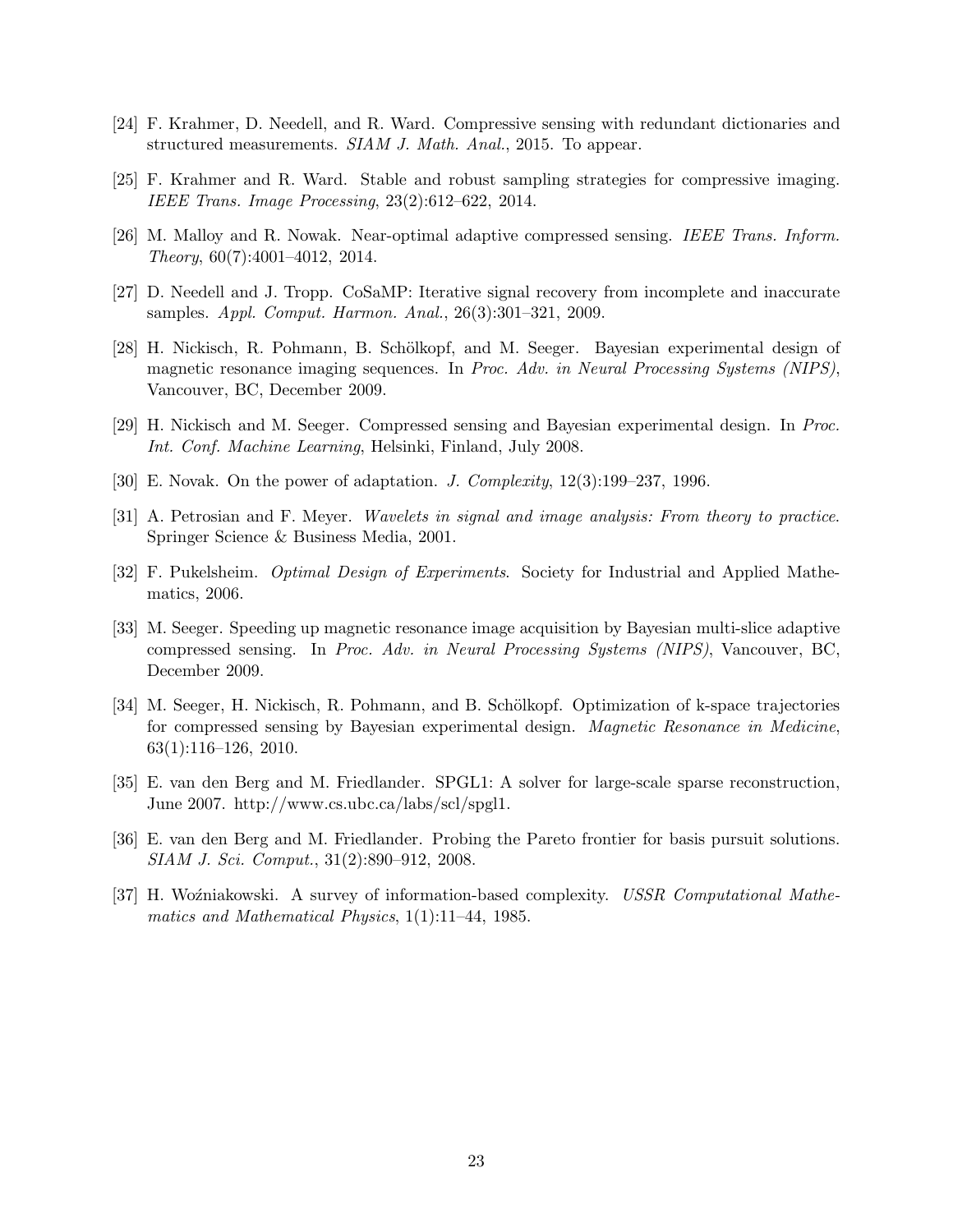[24] F. Krahmer, D. Needell, and R. Ward. Compressive sensing with redundant dictionaries and structured measurements. *SIAM J. Math. Anal.*, 2015. To appear.

[25] F. Krahmer and R. Ward. Stable and robust sampling strategies for compressive imaging. *IEEE Trans. Image Processing*, 23(2):612–622, 2014.

[26] M. Malloy and R. Nowak. Near-optimal adaptive compressed sensing. *IEEE Trans. Inform. Theory*, 60(7):4001–4012, 2014.

[27] D. Needell and J. Tropp. CoSaMP: Iterative signal recovery from incomplete and inaccurate samples. *Appl. Comput. Harmon. Anal.*, 26(3):301–321, 2009.

[28] H. Nickisch, R. Pohmann, B. Schölkopf, and M. Seeger. Bayesian experimental design of magnetic resonance imaging sequences. In *Proc. Adv. in Neural Processing Systems (NIPS)*, Vancouver, BC, December 2009.

[29] H. Nickisch and M. Seeger. Compressed sensing and Bayesian experimental design. In *Proc. Int. Conf. Machine Learning*, Helsinki, Finland, July 2008.

[30] E. Novak. On the power of adaptation. *J. Complexity*, 12(3):199–237, 1996.

[31] A. Petrosian and F. Meyer. *Wavelets in signal and image analysis: From theory to practice*. Springer Science & Business Media, 2001.

[32] F. Pukelsheim. *Optimal Design of Experiments*. Society for Industrial and Applied Mathematics, 2006.

[33] M. Seeger. Speeding up magnetic resonance image acquisition by Bayesian multi-slice adaptive compressed sensing. In *Proc. Adv. in Neural Processing Systems (NIPS)*, Vancouver, BC, December 2009.

[34] M. Seeger, H. Nickisch, R. Pohmann, and B. Schölkopf. Optimization of k-space trajectories for compressed sensing by Bayesian experimental design. *Magnetic Resonance in Medicine*, 63(1):116–126, 2010.

[35] E. van den Berg and M. Friedlander. SPGL1: A solver for large-scale sparse reconstruction, June 2007. http://www.cs.ubc.ca/labs/scl/spgl1.

[36] E. van den Berg and M. Friedlander. Probing the Pareto frontier for basis pursuit solutions. *SIAM J. Sci. Comput.*, 31(2):890–912, 2008.

[37] H. Woźniakowski. A survey of information-based complexity. *USSR Computational Mathematics and Mathematical Physics*, 1(1):11–44, 1985.